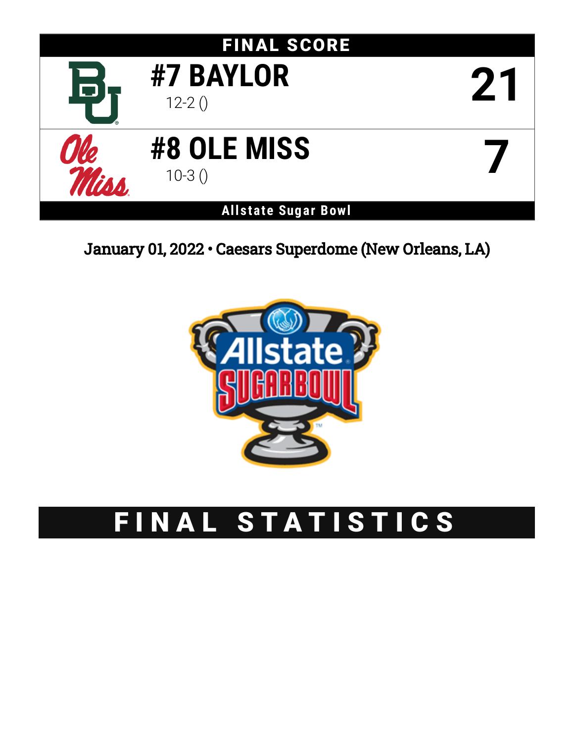## FINAL SCORE

| | | |
|---|---|---|
| **#7 BAYLOR** | 12-2 () | **21** |
| **#8 OLE MISS** | 10-3 () | **7** |

**Allstate Sugar Bowl**

January 01, 2022 • Caesars Superdome (New Orleans, LA)

# FINAL STATISTICS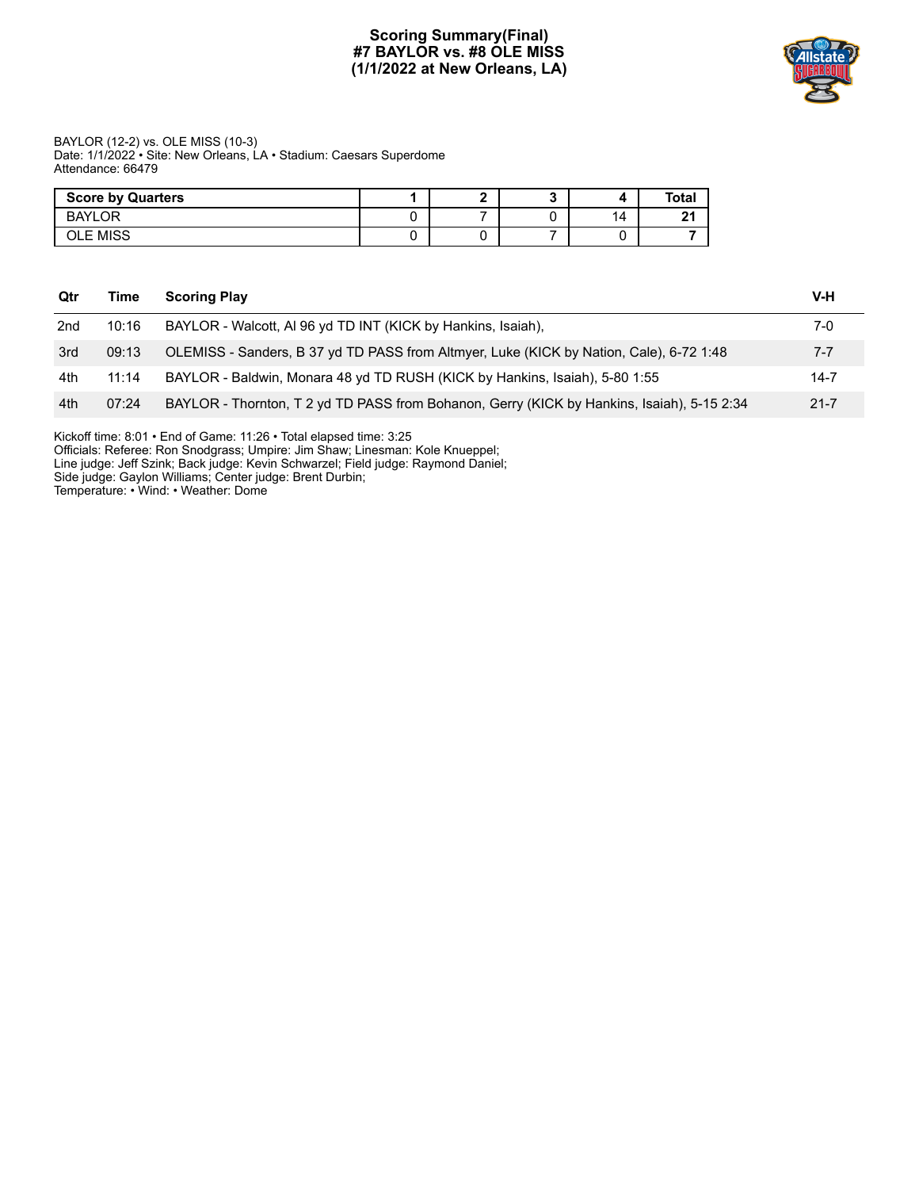# Scoring Summary(Final)
# #7 BAYLOR vs. #8 OLE MISS
# (1/1/2022 at New Orleans, LA)

BAYLOR (12-2) vs. OLE MISS (10-3)
Date: 1/1/2022 • Site: New Orleans, LA • Stadium: Caesars Superdome
Attendance: 66479

| Score by Quarters | 1 | 2 | 3 | 4 | Total |
| --- | --- | --- | --- | --- | --- |
| BAYLOR | 0 | 7 | 0 | 14 | **21** |
| OLE MISS | 0 | 0 | 7 | 0 | **7** |

| Qtr | Time | Scoring Play | V-H |
| --- | --- | --- | --- |
| 2nd | 10:16 | BAYLOR - Walcott, Al 96 yd TD INT (KICK by Hankins, Isaiah), | 7-0 |
| 3rd | 09:13 | OLEMISS - Sanders, B 37 yd TD PASS from Altmyer, Luke (KICK by Nation, Cale), 6-72 1:48 | 7-7 |
| 4th | 11:14 | BAYLOR - Baldwin, Monara 48 yd TD RUSH (KICK by Hankins, Isaiah), 5-80 1:55 | 14-7 |
| 4th | 07:24 | BAYLOR - Thornton, T 2 yd TD PASS from Bohanon, Gerry (KICK by Hankins, Isaiah), 5-15 2:34 | 21-7 |

Kickoff time: 8:01 • End of Game: 11:26 • Total elapsed time: 3:25
Officials: Referee: Ron Snodgrass; Umpire: Jim Shaw; Linesman: Kole Knueppel;
Line judge: Jeff Szink; Back judge: Kevin Schwarzel; Field judge: Raymond Daniel;
Side judge: Gaylon Williams; Center judge: Brent Durbin;
Temperature: • Wind: • Weather: Dome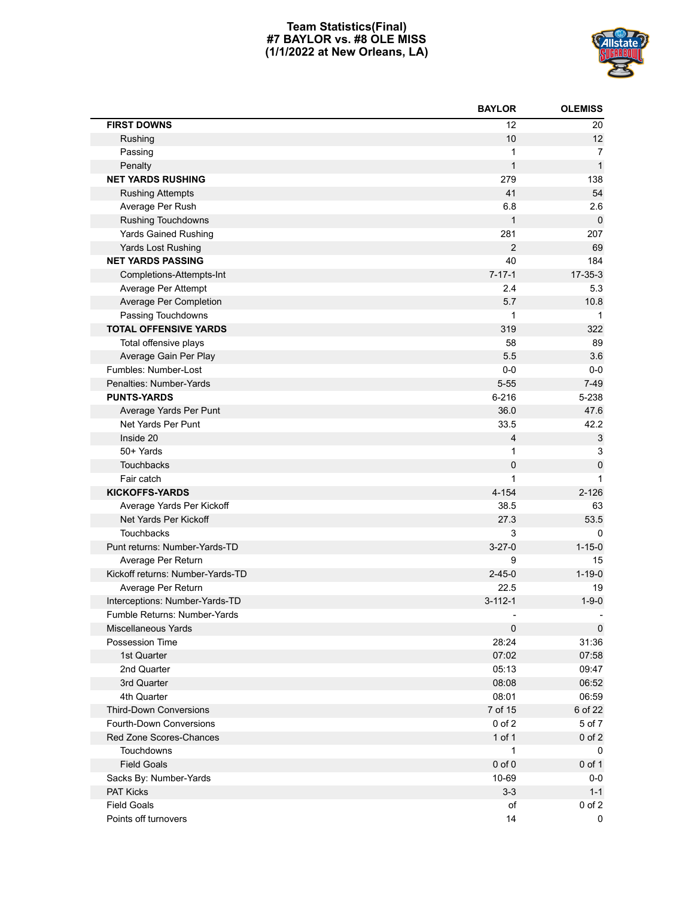# Team Statistics(Final)
## #7 BAYLOR vs. #8 OLE MISS
## (1/1/2022 at New Orleans, LA)

| | BAYLOR | OLEMISS |
|---|---|---|
| **FIRST DOWNS** | 12 | 20 |
| Rushing | 10 | 12 |
| Passing | 1 | 7 |
| Penalty | 1 | 1 |
| **NET YARDS RUSHING** | 279 | 138 |
| Rushing Attempts | 41 | 54 |
| Average Per Rush | 6.8 | 2.6 |
| Rushing Touchdowns | 1 | 0 |
| Yards Gained Rushing | 281 | 207 |
| Yards Lost Rushing | 2 | 69 |
| **NET YARDS PASSING** | 40 | 184 |
| Completions-Attempts-Int | 7-17-1 | 17-35-3 |
| Average Per Attempt | 2.4 | 5.3 |
| Average Per Completion | 5.7 | 10.8 |
| Passing Touchdowns | 1 | 1 |
| **TOTAL OFFENSIVE YARDS** | 319 | 322 |
| Total offensive plays | 58 | 89 |
| Average Gain Per Play | 5.5 | 3.6 |
| Fumbles: Number-Lost | 0-0 | 0-0 |
| Penalties: Number-Yards | 5-55 | 7-49 |
| **PUNTS-YARDS** | 6-216 | 5-238 |
| Average Yards Per Punt | 36.0 | 47.6 |
| Net Yards Per Punt | 33.5 | 42.2 |
| Inside 20 | 4 | 3 |
| 50+ Yards | 1 | 3 |
| Touchbacks | 0 | 0 |
| Fair catch | 1 | 1 |
| **KICKOFFS-YARDS** | 4-154 | 2-126 |
| Average Yards Per Kickoff | 38.5 | 63 |
| Net Yards Per Kickoff | 27.3 | 53.5 |
| Touchbacks | 3 | 0 |
| Punt returns: Number-Yards-TD | 3-27-0 | 1-15-0 |
| Average Per Return | 9 | 15 |
| Kickoff returns: Number-Yards-TD | 2-45-0 | 1-19-0 |
| Average Per Return | 22.5 | 19 |
| Interceptions: Number-Yards-TD | 3-112-1 | 1-9-0 |
| Fumble Returns: Number-Yards | - | - |
| Miscellaneous Yards | 0 | 0 |
| Possession Time | 28:24 | 31:36 |
| 1st Quarter | 07:02 | 07:58 |
| 2nd Quarter | 05:13 | 09:47 |
| 3rd Quarter | 08:08 | 06:52 |
| 4th Quarter | 08:01 | 06:59 |
| Third-Down Conversions | 7 of 15 | 6 of 22 |
| Fourth-Down Conversions | 0 of 2 | 5 of 7 |
| Red Zone Scores-Chances | 1 of 1 | 0 of 2 |
| Touchdowns | 1 | 0 |
| Field Goals | 0 of 0 | 0 of 1 |
| Sacks By: Number-Yards | 10-69 | 0-0 |
| PAT Kicks | 3-3 | 1-1 |
| Field Goals | of | 0 of 2 |
| Points off turnovers | 14 | 0 |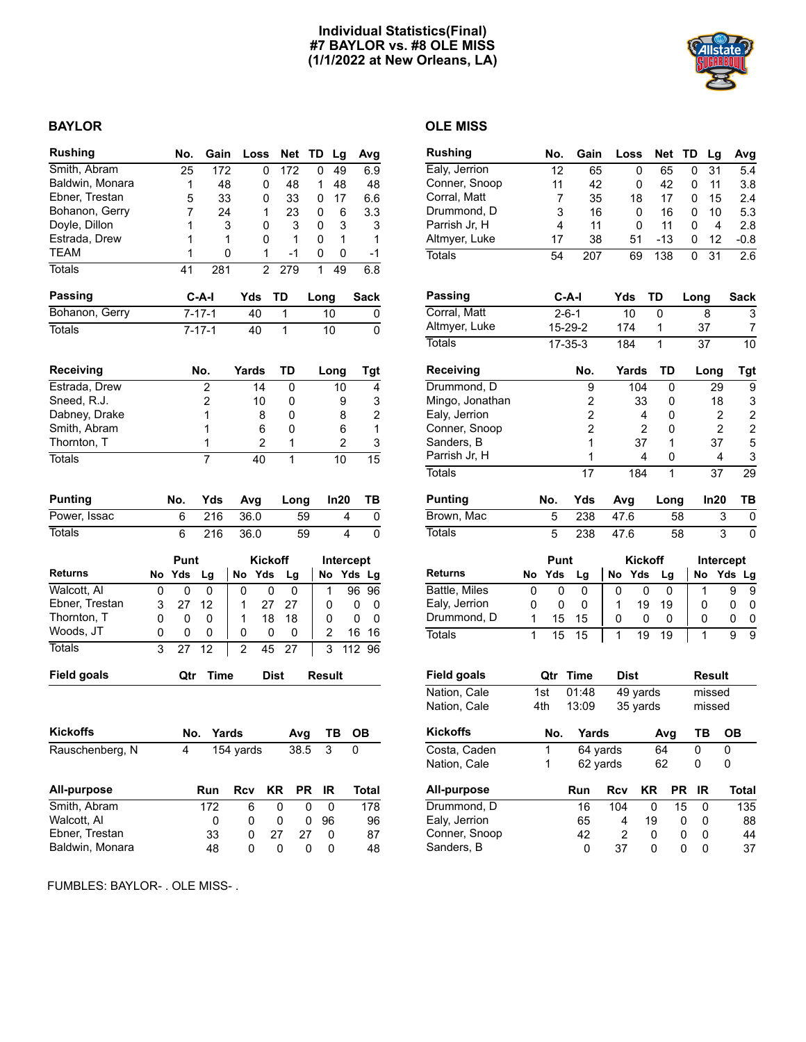# Individual Statistics(Final)
## #7 BAYLOR vs. #8 OLE MISS
### (1/1/2022 at New Orleans, LA)

## BAYLOR

| Rushing | No. | Gain | Loss | Net | TD | Lg | Avg |
|---|---|---|---|---|---|---|---|
| Smith, Abram | 25 | 172 | 0 | 172 | 0 | 49 | 6.9 |
| Baldwin, Monara | 1 | 48 | 0 | 48 | 1 | 48 | 48 |
| Ebner, Trestan | 5 | 33 | 0 | 33 | 0 | 17 | 6.6 |
| Bohanon, Gerry | 7 | 24 | 1 | 23 | 0 | 6 | 3.3 |
| Doyle, Dillon | 1 | 3 | 0 | 3 | 0 | 3 | 3 |
| Estrada, Drew | 1 | 1 | 0 | 1 | 0 | 1 | 1 |
| TEAM | 1 | 0 | 1 | -1 | 0 | 0 | -1 |
| Totals | 41 | 281 | 2 | 279 | 1 | 49 | 6.8 |

| Passing | C-A-I | Yds | TD | Long | Sack |
|---|---|---|---|---|---|
| Bohanon, Gerry | 7-17-1 | 40 | 1 | 10 | 0 |
| Totals | 7-17-1 | 40 | 1 | 10 | 0 |

| Receiving | No. | Yards | TD | Long | Tgt |
|---|---|---|---|---|---|
| Estrada, Drew | 2 | 14 | 0 | 10 | 4 |
| Sneed, R.J. | 2 | 10 | 0 | 9 | 3 |
| Dabney, Drake | 1 | 8 | 0 | 8 | 2 |
| Smith, Abram | 1 | 6 | 0 | 6 | 1 |
| Thornton, T | 1 | 2 | 1 | 2 | 3 |
| Totals | 7 | 40 | 1 | 10 | 15 |

| Punting | No. | Yds | Avg | Long | In20 | TB |
|---|---|---|---|---|---|---|
| Power, Issac | 6 | 216 | 36.0 | 59 | 4 | 0 |
| Totals | 6 | 216 | 36.0 | 59 | 4 | 0 |

| | Punt | | | Kickoff | | | Intercept | | |
|---|---|---|---|---|---|---|---|---|---|
| Returns | No | Yds | Lg | No | Yds | Lg | No | Yds | Lg |
| Walcott, Al | 0 | 0 | 0 | 0 | 0 | 0 | 1 | 96 | 96 |
| Ebner, Trestan | 3 | 27 | 12 | 1 | 27 | 27 | 0 | 0 | 0 |
| Thornton, T | 0 | 0 | 0 | 1 | 18 | 18 | 0 | 0 | 0 |
| Woods, JT | 0 | 0 | 0 | 0 | 0 | 0 | 2 | 16 | 16 |
| Totals | 3 | 27 | 12 | 2 | 45 | 27 | 3 | 112 | 96 |

| Field goals | Qtr | Time | Dist | Result |
|---|---|---|---|---|

| Kickoffs | No. | Yards | Avg | TB | OB |
|---|---|---|---|---|---|
| Rauschenberg, N | 4 | 154 yards | 38.5 | 3 | 0 |

| All-purpose | Run | Rcv | KR | PR | IR | Total |
|---|---|---|---|---|---|---|
| Smith, Abram | 172 | 6 | 0 | 0 | 0 | 178 |
| Walcott, Al | 0 | 0 | 0 | 0 | 96 | 96 |
| Ebner, Trestan | 33 | 0 | 27 | 27 | 0 | 87 |
| Baldwin, Monara | 48 | 0 | 0 | 0 | 0 | 48 |

## OLE MISS

| Rushing | No. | Gain | Loss | Net | TD | Lg | Avg |
|---|---|---|---|---|---|---|---|
| Ealy, Jerrion | 12 | 65 | 0 | 65 | 0 | 31 | 5.4 |
| Conner, Snoop | 11 | 42 | 0 | 42 | 0 | 11 | 3.8 |
| Corral, Matt | 7 | 35 | 18 | 17 | 0 | 15 | 2.4 |
| Drummond, D | 3 | 16 | 0 | 16 | 0 | 10 | 5.3 |
| Parrish Jr, H | 4 | 11 | 0 | 11 | 0 | 4 | 2.8 |
| Altmyer, Luke | 17 | 38 | 51 | -13 | 0 | 12 | -0.8 |
| Totals | 54 | 207 | 69 | 138 | 0 | 31 | 2.6 |

| Passing | C-A-I | Yds | TD | Long | Sack |
|---|---|---|---|---|---|
| Corral, Matt | 2-6-1 | 10 | 0 | 8 | 3 |
| Altmyer, Luke | 15-29-2 | 174 | 1 | 37 | 7 |
| Totals | 17-35-3 | 184 | 1 | 37 | 10 |

| Receiving | No. | Yards | TD | Long | Tgt |
|---|---|---|---|---|---|
| Drummond, D | 9 | 104 | 0 | 29 | 9 |
| Mingo, Jonathan | 2 | 33 | 0 | 18 | 3 |
| Ealy, Jerrion | 2 | 4 | 0 | 2 | 2 |
| Conner, Snoop | 2 | 2 | 0 | 2 | 2 |
| Sanders, B | 1 | 37 | 1 | 37 | 5 |
| Parrish Jr, H | 1 | 4 | 0 | 4 | 3 |
| Totals | 17 | 184 | 1 | 37 | 29 |

| Punting | No. | Yds | Avg | Long | In20 | TB |
|---|---|---|---|---|---|---|
| Brown, Mac | 5 | 238 | 47.6 | 58 | 3 | 0 |
| Totals | 5 | 238 | 47.6 | 58 | 3 | 0 |

| | Punt | | | Kickoff | | | Intercept | | |
|---|---|---|---|---|---|---|---|---|---|
| Returns | No | Yds | Lg | No | Yds | Lg | No | Yds | Lg |
| Battle, Miles | 0 | 0 | 0 | 0 | 0 | 0 | 1 | 9 | 9 |
| Ealy, Jerrion | 0 | 0 | 0 | 1 | 19 | 19 | 0 | 0 | 0 |
| Drummond, D | 1 | 15 | 15 | 0 | 0 | 0 | 0 | 0 | 0 |
| Totals | 1 | 15 | 15 | 1 | 19 | 19 | 1 | 9 | 9 |

| Field goals | Qtr | Time | Dist | Result |
|---|---|---|---|---|
| Nation, Cale | 1st | 01:48 | 49 yards | missed |
| Nation, Cale | 4th | 13:09 | 35 yards | missed |

| Kickoffs | No. | Yards | Avg | TB | OB |
|---|---|---|---|---|---|
| Costa, Caden | 1 | 64 yards | 64 | 0 | 0 |
| Nation, Cale | 1 | 62 yards | 62 | 0 | 0 |

| All-purpose | Run | Rcv | KR | PR | IR | Total |
|---|---|---|---|---|---|---|
| Drummond, D | 16 | 104 | 0 | 15 | 0 | 135 |
| Ealy, Jerrion | 65 | 4 | 19 | 0 | 0 | 88 |
| Conner, Snoop | 42 | 2 | 0 | 0 | 0 | 44 |
| Sanders, B | 0 | 37 | 0 | 0 | 0 | 37 |

FUMBLES: BAYLOR- . OLE MISS- .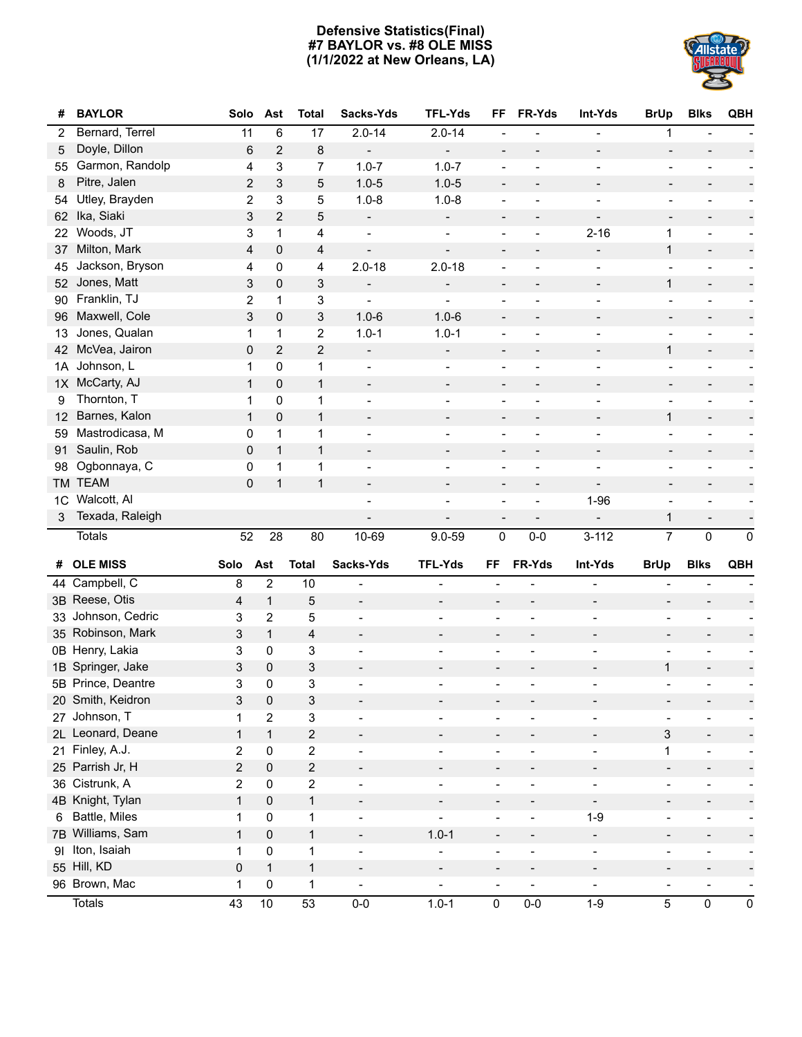# Defensive Statistics(Final)
## #7 BAYLOR vs. #8 OLE MISS
## (1/1/2022 at New Orleans, LA)

| # | BAYLOR | Solo | Ast | Total | Sacks-Yds | TFL-Yds | FF | FR-Yds | Int-Yds | BrUp | Blks | QBH |
|---|---|---|---|---|---|---|---|---|---|---|---|---|
| 2 | Bernard, Terrel | 11 | 6 | 17 | 2.0-14 | 2.0-14 | - | - | - | 1 | - | - |
| 5 | Doyle, Dillon | 6 | 2 | 8 | - | - | - | - | - | - | - | - |
| 55 | Garmon, Randolp | 4 | 3 | 7 | 1.0-7 | 1.0-7 | - | - | - | - | - | - |
| 8 | Pitre, Jalen | 2 | 3 | 5 | 1.0-5 | 1.0-5 | - | - | - | - | - | - |
| 54 | Utley, Brayden | 2 | 3 | 5 | 1.0-8 | 1.0-8 | - | - | - | - | - | - |
| 62 | Ika, Siaki | 3 | 2 | 5 | - | - | - | - | - | - | - | - |
| 22 | Woods, JT | 3 | 1 | 4 | - | - | - | - | 2-16 | 1 | - | - |
| 37 | Milton, Mark | 4 | 0 | 4 | - | - | - | - | - | 1 | - | - |
| 45 | Jackson, Bryson | 4 | 0 | 4 | 2.0-18 | 2.0-18 | - | - | - | - | - | - |
| 52 | Jones, Matt | 3 | 0 | 3 | - | - | - | - | - | 1 | - | - |
| 90 | Franklin, TJ | 2 | 1 | 3 | - | - | - | - | - | - | - | - |
| 96 | Maxwell, Cole | 3 | 0 | 3 | 1.0-6 | 1.0-6 | - | - | - | - | - | - |
| 13 | Jones, Qualan | 1 | 1 | 2 | 1.0-1 | 1.0-1 | - | - | - | - | - | - |
| 42 | McVea, Jairon | 0 | 2 | 2 | - | - | - | - | - | 1 | - | - |
| 1A | Johnson, L | 1 | 0 | 1 | - | - | - | - | - | - | - | - |
| 1X | McCarty, AJ | 1 | 0 | 1 | - | - | - | - | - | - | - | - |
| 9 | Thornton, T | 1 | 0 | 1 | - | - | - | - | - | - | - | - |
| 12 | Barnes, Kalon | 1 | 0 | 1 | - | - | - | - | - | 1 | - | - |
| 59 | Mastrodicasa, M | 0 | 1 | 1 | - | - | - | - | - | - | - | - |
| 91 | Saulin, Rob | 0 | 1 | 1 | - | - | - | - | - | - | - | - |
| 98 | Ogbonnaya, C | 0 | 1 | 1 | - | - | - | - | - | - | - | - |
| TM | TEAM | 0 | 1 | 1 | - | - | - | - | - | - | - | - |
| 1C | Walcott, Al | | | | - | - | - | - | 1-96 | - | - | - |
| 3 | Texada, Raleigh | | | | - | - | - | - | - | 1 | - | - |
| | Totals | 52 | 28 | 80 | 10-69 | 9.0-59 | 0 | 0-0 | 3-112 | 7 | 0 | 0 |

| # | OLE MISS | Solo | Ast | Total | Sacks-Yds | TFL-Yds | FF | FR-Yds | Int-Yds | BrUp | Blks | QBH |
|---|---|---|---|---|---|---|---|---|---|---|---|---|
| 44 | Campbell, C | 8 | 2 | 10 | - | - | - | - | - | - | - | - |
| 3B | Reese, Otis | 4 | 1 | 5 | - | - | - | - | - | - | - | - |
| 33 | Johnson, Cedric | 3 | 2 | 5 | - | - | - | - | - | - | - | - |
| 35 | Robinson, Mark | 3 | 1 | 4 | - | - | - | - | - | - | - | - |
| 0B | Henry, Lakia | 3 | 0 | 3 | - | - | - | - | - | - | - | - |
| 1B | Springer, Jake | 3 | 0 | 3 | - | - | - | - | - | 1 | - | - |
| 5B | Prince, Deantre | 3 | 0 | 3 | - | - | - | - | - | - | - | - |
| 20 | Smith, Keidron | 3 | 0 | 3 | - | - | - | - | - | - | - | - |
| 27 | Johnson, T | 1 | 2 | 3 | - | - | - | - | - | - | - | - |
| 2L | Leonard, Deane | 1 | 1 | 2 | - | - | - | - | - | 3 | - | - |
| 21 | Finley, A.J. | 2 | 0 | 2 | - | - | - | - | - | 1 | - | - |
| 25 | Parrish Jr, H | 2 | 0 | 2 | - | - | - | - | - | - | - | - |
| 36 | Cistrunk, A | 2 | 0 | 2 | - | - | - | - | - | - | - | - |
| 4B | Knight, Tylan | 1 | 0 | 1 | - | - | - | - | - | - | - | - |
| 6 | Battle, Miles | 1 | 0 | 1 | - | - | - | - | 1-9 | - | - | - |
| 7B | Williams, Sam | 1 | 0 | 1 | - | 1.0-1 | - | - | - | - | - | - |
| 9I | Iton, Isaiah | 1 | 0 | 1 | - | - | - | - | - | - | - | - |
| 55 | Hill, KD | 0 | 1 | 1 | - | - | - | - | - | - | - | - |
| 96 | Brown, Mac | 1 | 0 | 1 | - | - | - | - | - | - | - | - |
| | Totals | 43 | 10 | 53 | 0-0 | 1.0-1 | 0 | 0-0 | 1-9 | 5 | 0 | 0 |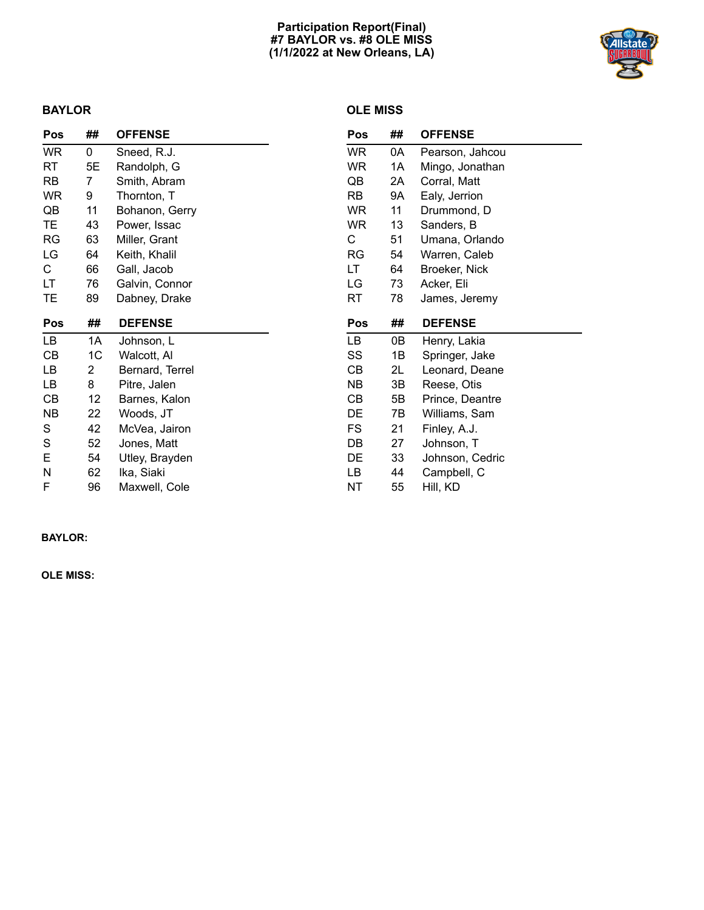**Participation Report(Final)**
**#7 BAYLOR vs. #8 OLE MISS**
**(1/1/2022 at New Orleans, LA)**

## BAYLOR

| Pos | ## | OFFENSE |
|---|---|---|
| WR | 0 | Sneed, R.J. |
| RT | 5E | Randolph, G |
| RB | 7 | Smith, Abram |
| WR | 9 | Thornton, T |
| QB | 11 | Bohanon, Gerry |
| TE | 43 | Power, Issac |
| RG | 63 | Miller, Grant |
| LG | 64 | Keith, Khalil |
| C | 66 | Gall, Jacob |
| LT | 76 | Galvin, Connor |
| TE | 89 | Dabney, Drake |

| Pos | ## | DEFENSE |
|---|---|---|
| LB | 1A | Johnson, L |
| CB | 1C | Walcott, Al |
| LB | 2 | Bernard, Terrel |
| LB | 8 | Pitre, Jalen |
| CB | 12 | Barnes, Kalon |
| NB | 22 | Woods, JT |
| S | 42 | McVea, Jairon |
| S | 52 | Jones, Matt |
| E | 54 | Utley, Brayden |
| N | 62 | Ika, Siaki |
| F | 96 | Maxwell, Cole |

## OLE MISS

| Pos | ## | OFFENSE |
|---|---|---|
| WR | 0A | Pearson, Jahcou |
| WR | 1A | Mingo, Jonathan |
| QB | 2A | Corral, Matt |
| RB | 9A | Ealy, Jerrion |
| WR | 11 | Drummond, D |
| WR | 13 | Sanders, B |
| C | 51 | Umana, Orlando |
| RG | 54 | Warren, Caleb |
| LT | 64 | Broeker, Nick |
| LG | 73 | Acker, Eli |
| RT | 78 | James, Jeremy |

| Pos | ## | DEFENSE |
|---|---|---|
| LB | 0B | Henry, Lakia |
| SS | 1B | Springer, Jake |
| CB | 2L | Leonard, Deane |
| NB | 3B | Reese, Otis |
| CB | 5B | Prince, Deantre |
| DE | 7B | Williams, Sam |
| FS | 21 | Finley, A.J. |
| DB | 27 | Johnson, T |
| DE | 33 | Johnson, Cedric |
| LB | 44 | Campbell, C |
| NT | 55 | Hill, KD |

**BAYLOR:**

**OLE MISS:**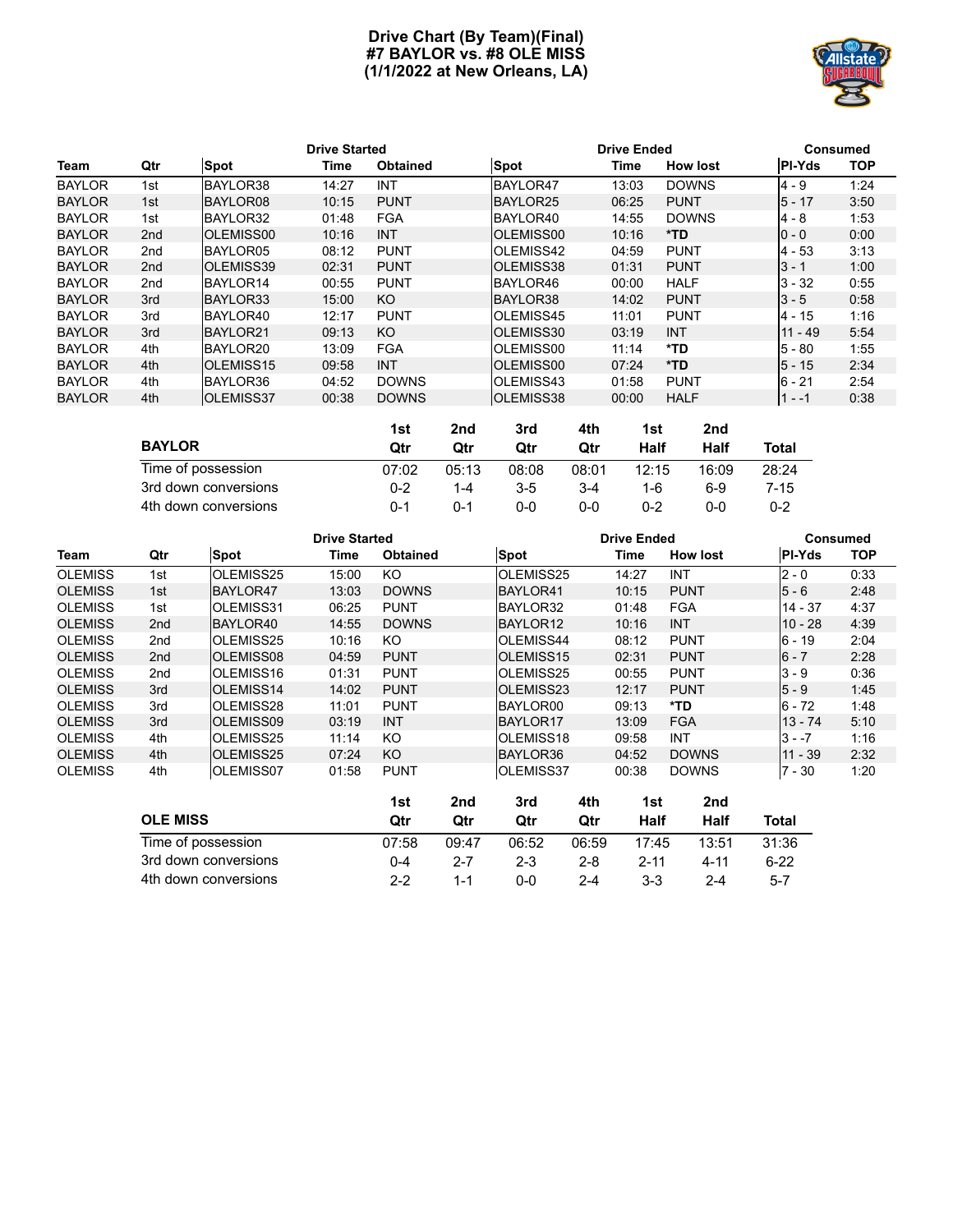# Drive Chart (By Team)(Final)
## #7 BAYLOR vs. #8 OLE MISS
## (1/1/2022 at New Orleans, LA)

| | | Drive Started | | | Drive Ended | | | Consumed | |
|---|---|---|---|---|---|---|---|---|---|
| Team | Qtr | Spot | Time | Obtained | Spot | Time | How lost | Pl-Yds | TOP |
| BAYLOR | 1st | BAYLOR38 | 14:27 | INT | BAYLOR47 | 13:03 | DOWNS | 4 - 9 | 1:24 |
| BAYLOR | 1st | BAYLOR08 | 10:15 | PUNT | BAYLOR25 | 06:25 | PUNT | 5 - 17 | 3:50 |
| BAYLOR | 1st | BAYLOR32 | 01:48 | FGA | BAYLOR40 | 14:55 | DOWNS | 4 - 8 | 1:53 |
| BAYLOR | 2nd | OLEMISS00 | 10:16 | INT | OLEMISS00 | 10:16 | *TD | 0 - 0 | 0:00 |
| BAYLOR | 2nd | BAYLOR05 | 08:12 | PUNT | OLEMISS42 | 04:59 | PUNT | 4 - 53 | 3:13 |
| BAYLOR | 2nd | OLEMISS39 | 02:31 | PUNT | OLEMISS38 | 01:31 | PUNT | 3 - 1 | 1:00 |
| BAYLOR | 2nd | BAYLOR14 | 00:55 | PUNT | BAYLOR46 | 00:00 | HALF | 3 - 32 | 0:55 |
| BAYLOR | 3rd | BAYLOR33 | 15:00 | KO | BAYLOR38 | 14:02 | PUNT | 3 - 5 | 0:58 |
| BAYLOR | 3rd | BAYLOR40 | 12:17 | PUNT | OLEMISS45 | 11:01 | PUNT | 4 - 15 | 1:16 |
| BAYLOR | 3rd | BAYLOR21 | 09:13 | KO | OLEMISS30 | 03:19 | INT | 11 - 49 | 5:54 |
| BAYLOR | 4th | BAYLOR20 | 13:09 | FGA | OLEMISS00 | 11:14 | *TD | 5 - 80 | 1:55 |
| BAYLOR | 4th | OLEMISS15 | 09:58 | INT | OLEMISS00 | 07:24 | *TD | 5 - 15 | 2:34 |
| BAYLOR | 4th | BAYLOR36 | 04:52 | DOWNS | OLEMISS43 | 01:58 | PUNT | 6 - 21 | 2:54 |
| BAYLOR | 4th | OLEMISS37 | 00:38 | DOWNS | OLEMISS38 | 00:00 | HALF | 1 - -1 | 0:38 |

| BAYLOR | 1st Qtr | 2nd Qtr | 3rd Qtr | 4th Qtr | 1st Half | 2nd Half | Total |
|---|---|---|---|---|---|---|---|
| Time of possession | 07:02 | 05:13 | 08:08 | 08:01 | 12:15 | 16:09 | 28:24 |
| 3rd down conversions | 0-2 | 1-4 | 3-5 | 3-4 | 1-6 | 6-9 | 7-15 |
| 4th down conversions | 0-1 | 0-1 | 0-0 | 0-0 | 0-2 | 0-0 | 0-2 |

| | | Drive Started | | | Drive Ended | | | Consumed | |
|---|---|---|---|---|---|---|---|---|---|
| Team | Qtr | Spot | Time | Obtained | Spot | Time | How lost | Pl-Yds | TOP |
| OLEMISS | 1st | OLEMISS25 | 15:00 | KO | OLEMISS25 | 14:27 | INT | 2 - 0 | 0:33 |
| OLEMISS | 1st | BAYLOR47 | 13:03 | DOWNS | BAYLOR41 | 10:15 | PUNT | 5 - 6 | 2:48 |
| OLEMISS | 1st | OLEMISS31 | 06:25 | PUNT | BAYLOR32 | 01:48 | FGA | 14 - 37 | 4:37 |
| OLEMISS | 2nd | BAYLOR40 | 14:55 | DOWNS | BAYLOR12 | 10:16 | INT | 10 - 28 | 4:39 |
| OLEMISS | 2nd | OLEMISS25 | 10:16 | KO | OLEMISS44 | 08:12 | PUNT | 6 - 19 | 2:04 |
| OLEMISS | 2nd | OLEMISS08 | 04:59 | PUNT | OLEMISS15 | 02:31 | PUNT | 6 - 7 | 2:28 |
| OLEMISS | 2nd | OLEMISS16 | 01:31 | PUNT | OLEMISS25 | 00:55 | PUNT | 3 - 9 | 0:36 |
| OLEMISS | 3rd | OLEMISS14 | 14:02 | PUNT | OLEMISS23 | 12:17 | PUNT | 5 - 9 | 1:45 |
| OLEMISS | 3rd | OLEMISS28 | 11:01 | PUNT | BAYLOR00 | 09:13 | *TD | 6 - 72 | 1:48 |
| OLEMISS | 3rd | OLEMISS09 | 03:19 | INT | BAYLOR17 | 13:09 | FGA | 13 - 74 | 5:10 |
| OLEMISS | 4th | OLEMISS25 | 11:14 | KO | OLEMISS18 | 09:58 | INT | 3 - -7 | 1:16 |
| OLEMISS | 4th | OLEMISS25 | 07:24 | KO | BAYLOR36 | 04:52 | DOWNS | 11 - 39 | 2:32 |
| OLEMISS | 4th | OLEMISS07 | 01:58 | PUNT | OLEMISS37 | 00:38 | DOWNS | 7 - 30 | 1:20 |

| OLE MISS | 1st Qtr | 2nd Qtr | 3rd Qtr | 4th Qtr | 1st Half | 2nd Half | Total |
|---|---|---|---|---|---|---|---|
| Time of possession | 07:58 | 09:47 | 06:52 | 06:59 | 17:45 | 13:51 | 31:36 |
| 3rd down conversions | 0-4 | 2-7 | 2-3 | 2-8 | 2-11 | 4-11 | 6-22 |
| 4th down conversions | 2-2 | 1-1 | 0-0 | 2-4 | 3-3 | 2-4 | 5-7 |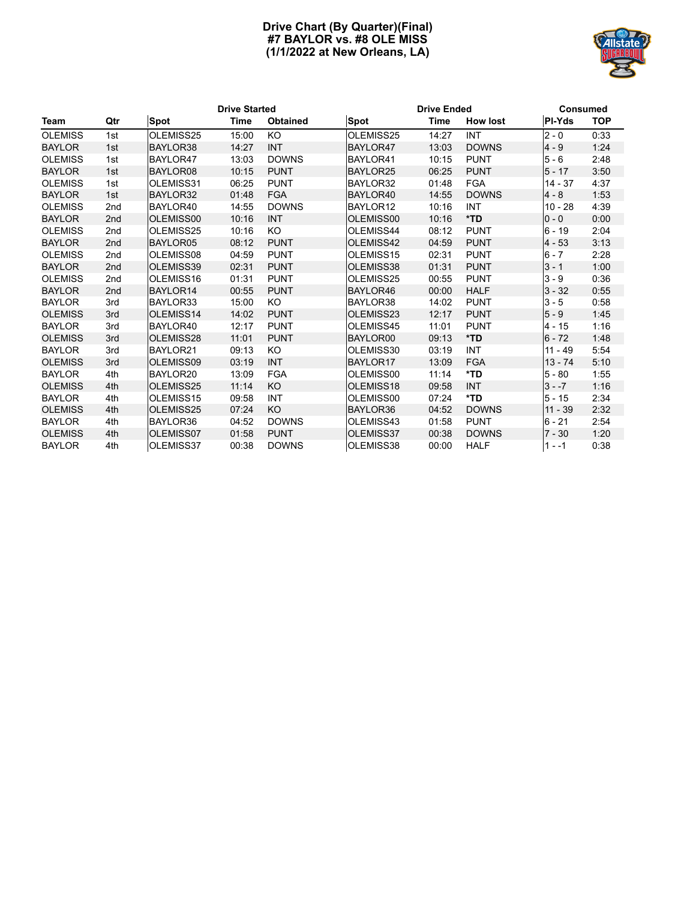# Drive Chart (By Quarter)(Final)
## #7 BAYLOR vs. #8 OLE MISS
## (1/1/2022 at New Orleans, LA)

| | | Drive Started | | | Drive Ended | | | Consumed | |
|---|---|---|---|---|---|---|---|---|---|
| Team | Qtr | Spot | Time | Obtained | Spot | Time | How lost | Pl-Yds | TOP |
| OLEMISS | 1st | OLEMISS25 | 15:00 | KO | OLEMISS25 | 14:27 | INT | 2 - 0 | 0:33 |
| BAYLOR | 1st | BAYLOR38 | 14:27 | INT | BAYLOR47 | 13:03 | DOWNS | 4 - 9 | 1:24 |
| OLEMISS | 1st | BAYLOR47 | 13:03 | DOWNS | BAYLOR41 | 10:15 | PUNT | 5 - 6 | 2:48 |
| BAYLOR | 1st | BAYLOR08 | 10:15 | PUNT | BAYLOR25 | 06:25 | PUNT | 5 - 17 | 3:50 |
| OLEMISS | 1st | OLEMISS31 | 06:25 | PUNT | BAYLOR32 | 01:48 | FGA | 14 - 37 | 4:37 |
| BAYLOR | 1st | BAYLOR32 | 01:48 | FGA | BAYLOR40 | 14:55 | DOWNS | 4 - 8 | 1:53 |
| OLEMISS | 2nd | BAYLOR40 | 14:55 | DOWNS | BAYLOR12 | 10:16 | INT | 10 - 28 | 4:39 |
| BAYLOR | 2nd | OLEMISS00 | 10:16 | INT | OLEMISS00 | 10:16 | *TD | 0 - 0 | 0:00 |
| OLEMISS | 2nd | OLEMISS25 | 10:16 | KO | OLEMISS44 | 08:12 | PUNT | 6 - 19 | 2:04 |
| BAYLOR | 2nd | BAYLOR05 | 08:12 | PUNT | OLEMISS42 | 04:59 | PUNT | 4 - 53 | 3:13 |
| OLEMISS | 2nd | OLEMISS08 | 04:59 | PUNT | OLEMISS15 | 02:31 | PUNT | 6 - 7 | 2:28 |
| BAYLOR | 2nd | OLEMISS39 | 02:31 | PUNT | OLEMISS38 | 01:31 | PUNT | 3 - 1 | 1:00 |
| OLEMISS | 2nd | OLEMISS16 | 01:31 | PUNT | OLEMISS25 | 00:55 | PUNT | 3 - 9 | 0:36 |
| BAYLOR | 2nd | BAYLOR14 | 00:55 | PUNT | BAYLOR46 | 00:00 | HALF | 3 - 32 | 0:55 |
| BAYLOR | 3rd | BAYLOR33 | 15:00 | KO | BAYLOR38 | 14:02 | PUNT | 3 - 5 | 0:58 |
| OLEMISS | 3rd | OLEMISS14 | 14:02 | PUNT | OLEMISS23 | 12:17 | PUNT | 5 - 9 | 1:45 |
| BAYLOR | 3rd | BAYLOR40 | 12:17 | PUNT | OLEMISS45 | 11:01 | PUNT | 4 - 15 | 1:16 |
| OLEMISS | 3rd | OLEMISS28 | 11:01 | PUNT | BAYLOR00 | 09:13 | *TD | 6 - 72 | 1:48 |
| BAYLOR | 3rd | BAYLOR21 | 09:13 | KO | OLEMISS30 | 03:19 | INT | 11 - 49 | 5:54 |
| OLEMISS | 3rd | OLEMISS09 | 03:19 | INT | BAYLOR17 | 13:09 | FGA | 13 - 74 | 5:10 |
| BAYLOR | 4th | BAYLOR20 | 13:09 | FGA | OLEMISS00 | 11:14 | *TD | 5 - 80 | 1:55 |
| OLEMISS | 4th | OLEMISS25 | 11:14 | KO | OLEMISS18 | 09:58 | INT | 3 - -7 | 1:16 |
| BAYLOR | 4th | OLEMISS15 | 09:58 | INT | OLEMISS00 | 07:24 | *TD | 5 - 15 | 2:34 |
| OLEMISS | 4th | OLEMISS25 | 07:24 | KO | BAYLOR36 | 04:52 | DOWNS | 11 - 39 | 2:32 |
| BAYLOR | 4th | BAYLOR36 | 04:52 | DOWNS | OLEMISS43 | 01:58 | PUNT | 6 - 21 | 2:54 |
| OLEMISS | 4th | OLEMISS07 | 01:58 | PUNT | OLEMISS37 | 00:38 | DOWNS | 7 - 30 | 1:20 |
| BAYLOR | 4th | OLEMISS37 | 00:38 | DOWNS | OLEMISS38 | 00:00 | HALF | 1 - -1 | 0:38 |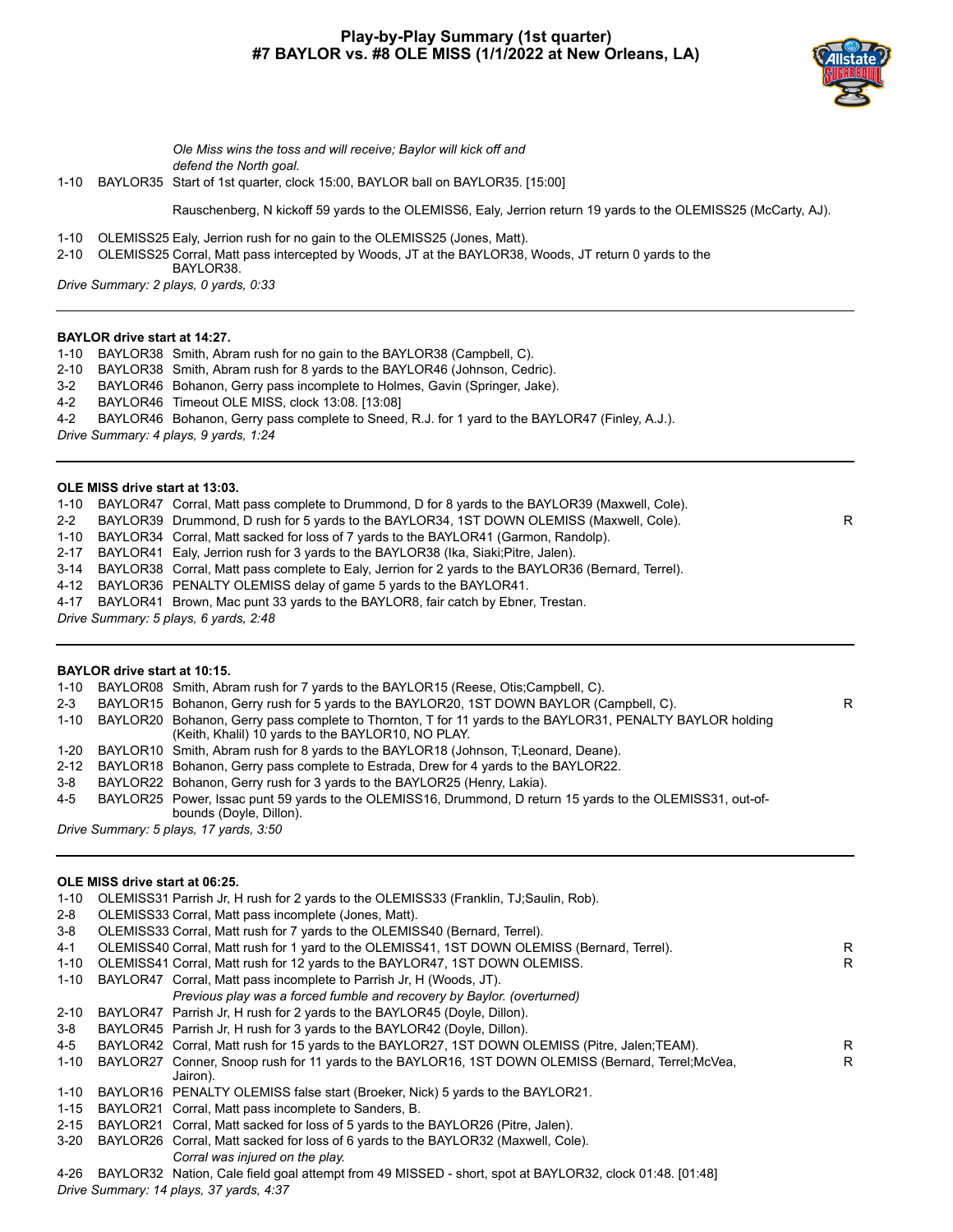## Play-by-Play Summary (1st quarter)
## #7 BAYLOR vs. #8 OLE MISS (1/1/2022 at New Orleans, LA)

*Ole Miss wins the toss and will receive; Baylor will kick off and defend the North goal.*

| | | | |
|---|---|---|---|
| 1-10 | BAYLOR35 | Start of 1st quarter, clock 15:00, BAYLOR ball on BAYLOR35. [15:00] | |
| | | Rauschenberg, N kickoff 59 yards to the OLEMISS6, Ealy, Jerrion return 19 yards to the OLEMISS25 (McCarty, AJ). | |
| 1-10 | OLEMISS25 | Ealy, Jerrion rush for no gain to the OLEMISS25 (Jones, Matt). | |
| 2-10 | OLEMISS25 | Corral, Matt pass intercepted by Woods, JT at the BAYLOR38, Woods, JT return 0 yards to the BAYLOR38. | |

*Drive Summary: 2 plays, 0 yards, 0:33*

---

**BAYLOR drive start at 14:27.**

| | | | |
|---|---|---|---|
| 1-10 | BAYLOR38 | Smith, Abram rush for no gain to the BAYLOR38 (Campbell, C). | |
| 2-10 | BAYLOR38 | Smith, Abram rush for 8 yards to the BAYLOR46 (Johnson, Cedric). | |
| 3-2 | BAYLOR46 | Bohanon, Gerry pass incomplete to Holmes, Gavin (Springer, Jake). | |
| 4-2 | BAYLOR46 | Timeout OLE MISS, clock 13:08. [13:08] | |
| 4-2 | BAYLOR46 | Bohanon, Gerry pass complete to Sneed, R.J. for 1 yard to the BAYLOR47 (Finley, A.J.). | |

*Drive Summary: 4 plays, 9 yards, 1:24*

---

**OLE MISS drive start at 13:03.**

| | | | |
|---|---|---|---|
| 1-10 | BAYLOR47 | Corral, Matt pass complete to Drummond, D for 8 yards to the BAYLOR39 (Maxwell, Cole). | |
| 2-2 | BAYLOR39 | Drummond, D rush for 5 yards to the BAYLOR34, 1ST DOWN OLEMISS (Maxwell, Cole). | R |
| 1-10 | BAYLOR34 | Corral, Matt sacked for loss of 7 yards to the BAYLOR41 (Garmon, Randolp). | |
| 2-17 | BAYLOR41 | Ealy, Jerrion rush for 3 yards to the BAYLOR38 (Ika, Siaki;Pitre, Jalen). | |
| 3-14 | BAYLOR38 | Corral, Matt pass complete to Ealy, Jerrion for 2 yards to the BAYLOR36 (Bernard, Terrel). | |
| 4-12 | BAYLOR36 | PENALTY OLEMISS delay of game 5 yards to the BAYLOR41. | |
| 4-17 | BAYLOR41 | Brown, Mac punt 33 yards to the BAYLOR8, fair catch by Ebner, Trestan. | |

*Drive Summary: 5 plays, 6 yards, 2:48*

---

**BAYLOR drive start at 10:15.**

| | | | |
|---|---|---|---|
| 1-10 | BAYLOR08 | Smith, Abram rush for 7 yards to the BAYLOR15 (Reese, Otis;Campbell, C). | |
| 2-3 | BAYLOR15 | Bohanon, Gerry rush for 5 yards to the BAYLOR20, 1ST DOWN BAYLOR (Campbell, C). | R |
| 1-10 | BAYLOR20 | Bohanon, Gerry pass complete to Thornton, T for 11 yards to the BAYLOR31, PENALTY BAYLOR holding (Keith, Khalil) 10 yards to the BAYLOR10, NO PLAY. | |
| 1-20 | BAYLOR10 | Smith, Abram rush for 8 yards to the BAYLOR18 (Johnson, T;Leonard, Deane). | |
| 2-12 | BAYLOR18 | Bohanon, Gerry pass complete to Estrada, Drew for 4 yards to the BAYLOR22. | |
| 3-8 | BAYLOR22 | Bohanon, Gerry rush for 3 yards to the BAYLOR25 (Henry, Lakia). | |
| 4-5 | BAYLOR25 | Power, Issac punt 59 yards to the OLEMISS16, Drummond, D return 15 yards to the OLEMISS31, out-of-bounds (Doyle, Dillon). | |

*Drive Summary: 5 plays, 17 yards, 3:50*

---

**OLE MISS drive start at 06:25.**

| | | | |
|---|---|---|---|
| 1-10 | OLEMISS31 | Parrish Jr, H rush for 2 yards to the OLEMISS33 (Franklin, TJ;Saulin, Rob). | |
| 2-8 | OLEMISS33 | Corral, Matt pass incomplete (Jones, Matt). | |
| 3-8 | OLEMISS33 | Corral, Matt rush for 7 yards to the OLEMISS40 (Bernard, Terrel). | |
| 4-1 | OLEMISS40 | Corral, Matt rush for 1 yard to the OLEMISS41, 1ST DOWN OLEMISS (Bernard, Terrel). | R |
| 1-10 | OLEMISS41 | Corral, Matt rush for 12 yards to the BAYLOR47, 1ST DOWN OLEMISS. | R |
| 1-10 | BAYLOR47 | Corral, Matt pass incomplete to Parrish Jr, H (Woods, JT). | |
| | | *Previous play was a forced fumble and recovery by Baylor. (overturned)* | |
| 2-10 | BAYLOR47 | Parrish Jr, H rush for 2 yards to the BAYLOR45 (Doyle, Dillon). | |
| 3-8 | BAYLOR45 | Parrish Jr, H rush for 3 yards to the BAYLOR42 (Doyle, Dillon). | |
| 4-5 | BAYLOR42 | Corral, Matt rush for 15 yards to the BAYLOR27, 1ST DOWN OLEMISS (Pitre, Jalen;TEAM). | R |
| 1-10 | BAYLOR27 | Conner, Snoop rush for 11 yards to the BAYLOR16, 1ST DOWN OLEMISS (Bernard, Terrel;McVea, Jairon). | R |
| 1-10 | BAYLOR16 | PENALTY OLEMISS false start (Broeker, Nick) 5 yards to the BAYLOR21. | |
| 1-15 | BAYLOR21 | Corral, Matt pass incomplete to Sanders, B. | |
| 2-15 | BAYLOR21 | Corral, Matt sacked for loss of 5 yards to the BAYLOR26 (Pitre, Jalen). | |
| 3-20 | BAYLOR26 | Corral, Matt sacked for loss of 6 yards to the BAYLOR32 (Maxwell, Cole). | |
| | | *Corral was injured on the play.* | |
| 4-26 | BAYLOR32 | Nation, Cale field goal attempt from 49 MISSED - short, spot at BAYLOR32, clock 01:48. [01:48] | |

*Drive Summary: 14 plays, 37 yards, 4:37*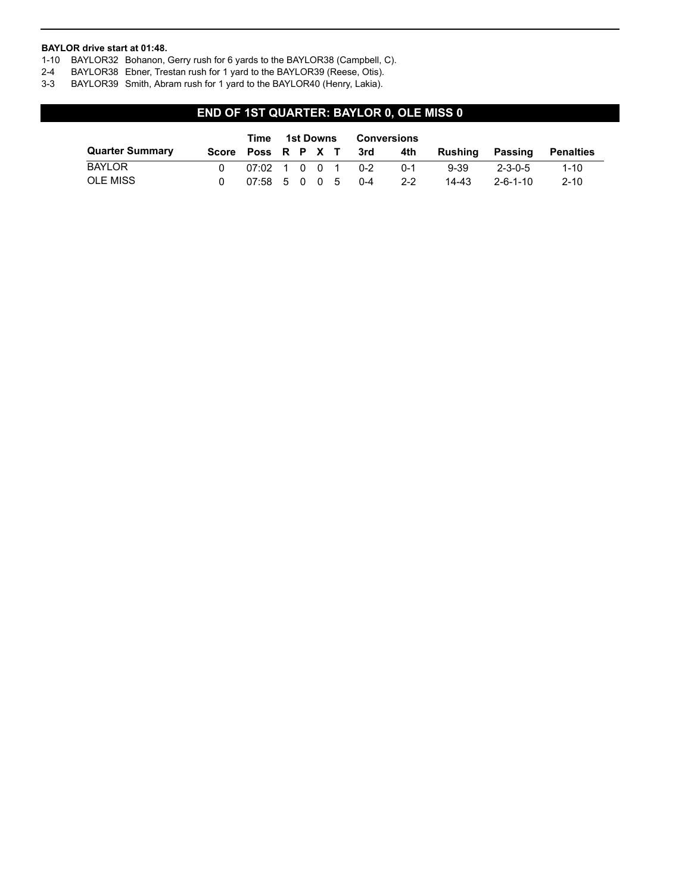**BAYLOR drive start at 01:48.**

1-10 BAYLOR32 Bohanon, Gerry rush for 6 yards to the BAYLOR38 (Campbell, C).
2-4 BAYLOR38 Ebner, Trestan rush for 1 yard to the BAYLOR39 (Reese, Otis).
3-3 BAYLOR39 Smith, Abram rush for 1 yard to the BAYLOR40 (Henry, Lakia).

## END OF 1ST QUARTER: BAYLOR 0, OLE MISS 0

| Quarter Summary | Score | Time Poss | 1st Downs R | P | X | T | Conversions 3rd | 4th | Rushing | Passing | Penalties |
|---|---|---|---|---|---|---|---|---|---|---|---|
| BAYLOR | 0 | 07:02 | 1 | 0 | 0 | 1 | 0-2 | 0-1 | 9-39 | 2-3-0-5 | 1-10 |
| OLE MISS | 0 | 07:58 | 5 | 0 | 0 | 5 | 0-4 | 2-2 | 14-43 | 2-6-1-10 | 2-10 |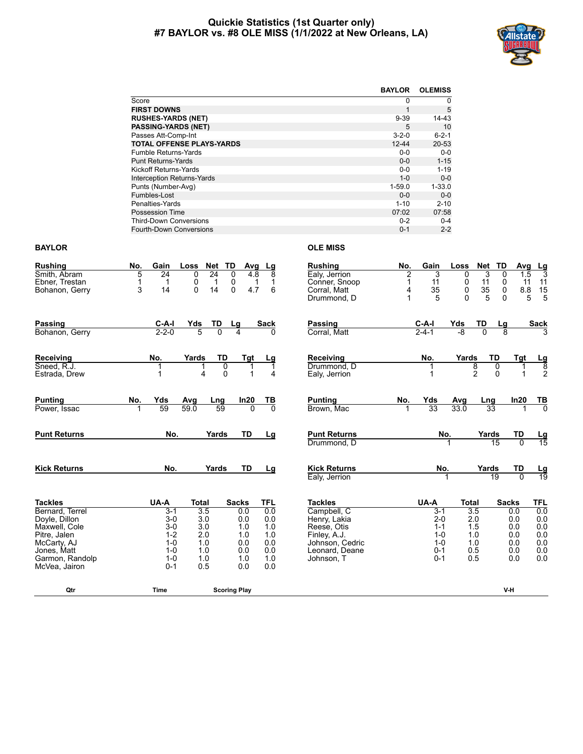# Quickie Statistics (1st Quarter only)
# #7 BAYLOR vs. #8 OLE MISS (1/1/2022 at New Orleans, LA)

| | BAYLOR | OLEMISS |
|---|---|---|
| Score | 0 | 0 |
| **FIRST DOWNS** | 1 | 5 |
| **RUSHES-YARDS (NET)** | 9-39 | 14-43 |
| **PASSING-YARDS (NET)** | 5 | 10 |
| Passes Att-Comp-Int | 3-2-0 | 6-2-1 |
| **TOTAL OFFENSE PLAYS-YARDS** | 12-44 | 20-53 |
| Fumble Returns-Yards | 0-0 | 0-0 |
| Punt Returns-Yards | 0-0 | 1-15 |
| Kickoff Returns-Yards | 0-0 | 1-19 |
| Interception Returns-Yards | 1-0 | 0-0 |
| Punts (Number-Avg) | 1-59.0 | 1-33.0 |
| Fumbles-Lost | 0-0 | 0-0 |
| Penalties-Yards | 1-10 | 2-10 |
| Possession Time | 07:02 | 07:58 |
| Third-Down Conversions | 0-2 | 0-4 |
| Fourth-Down Conversions | 0-1 | 2-2 |

## BAYLOR

| Rushing | No. | Gain | Loss | Net | TD | Avg | Lg |
|---|---|---|---|---|---|---|---|
| Smith, Abram | 5 | 24 | 0 | 24 | 0 | 4.8 | 8 |
| Ebner, Trestan | 1 | 1 | 0 | 1 | 0 | 1 | 1 |
| Bohanon, Gerry | 3 | 14 | 0 | 14 | 0 | 4.7 | 6 |

| Passing | C-A-I | Yds | TD | Lg | Sack |
|---|---|---|---|---|---|
| Bohanon, Gerry | 2-2-0 | 5 | 0 | 4 | 0 |

| Receiving | No. | Yards | TD | Tgt | Lg |
|---|---|---|---|---|---|
| Sneed, R.J. | 1 | 1 | 0 | 1 | 1 |
| Estrada, Drew | 1 | 4 | 0 | 1 | 4 |

| Punting | No. | Yds | Avg | Lng | In20 | TB |
|---|---|---|---|---|---|---|
| Power, Issac | 1 | 59 | 59.0 | 59 | 0 | 0 |

| Punt Returns | No. | Yards | TD | Lg |
|---|---|---|---|---|

| Kick Returns | No. | Yards | TD | Lg |
|---|---|---|---|---|

| Tackles | UA-A | Total | Sacks | TFL |
|---|---|---|---|---|
| Bernard, Terrel | 3-1 | 3.5 | 0.0 | 0.0 |
| Doyle, Dillon | 3-0 | 3.0 | 0.0 | 0.0 |
| Maxwell, Cole | 3-0 | 3.0 | 1.0 | 1.0 |
| Pitre, Jalen | 1-2 | 2.0 | 1.0 | 1.0 |
| McCarty, AJ | 1-0 | 1.0 | 0.0 | 0.0 |
| Jones, Matt | 1-0 | 1.0 | 0.0 | 0.0 |
| Garmon, Randolp | 1-0 | 1.0 | 1.0 | 1.0 |
| McVea, Jairon | 0-1 | 0.5 | 0.0 | 0.0 |

## OLE MISS

| Rushing | No. | Gain | Loss | Net | TD | Avg | Lg |
|---|---|---|---|---|---|---|---|
| Ealy, Jerrion | 2 | 3 | 0 | 3 | 0 | 1.5 | 3 |
| Conner, Snoop | 1 | 11 | 0 | 11 | 0 | 11 | 11 |
| Corral, Matt | 4 | 35 | 0 | 35 | 0 | 8.8 | 15 |
| Drummond, D | 1 | 5 | 0 | 5 | 0 | 5 | 5 |

| Passing | C-A-I | Yds | TD | Lg | Sack |
|---|---|---|---|---|---|
| Corral, Matt | 2-4-1 | -8 | 0 | 8 | 3 |

| Receiving | No. | Yards | TD | Tgt | Lg |
|---|---|---|---|---|---|
| Drummond, D | 1 | 8 | 0 | 1 | 8 |
| Ealy, Jerrion | 1 | 2 | 0 | 1 | 2 |

| Punting | No. | Yds | Avg | Lng | In20 | TB |
|---|---|---|---|---|---|---|
| Brown, Mac | 1 | 33 | 33.0 | 33 | 1 | 0 |

| Punt Returns | No. | Yards | TD | Lg |
|---|---|---|---|---|
| Drummond, D | 1 | 15 | 0 | 15 |

| Kick Returns | No. | Yards | TD | Lg |
|---|---|---|---|---|
| Ealy, Jerrion | 1 | 19 | 0 | 19 |

| Tackles | UA-A | Total | Sacks | TFL |
|---|---|---|---|---|
| Campbell, C | 3-1 | 3.5 | 0.0 | 0.0 |
| Henry, Lakia | 2-0 | 2.0 | 0.0 | 0.0 |
| Reese, Otis | 1-1 | 1.5 | 0.0 | 0.0 |
| Finley, A.J. | 1-0 | 1.0 | 0.0 | 0.0 |
| Johnson, Cedric | 1-0 | 1.0 | 0.0 | 0.0 |
| Leonard, Deane | 0-1 | 0.5 | 0.0 | 0.0 |
| Johnson, T | 0-1 | 0.5 | 0.0 | 0.0 |

| Qtr | Time | Scoring Play | V-H |
|---|---|---|---|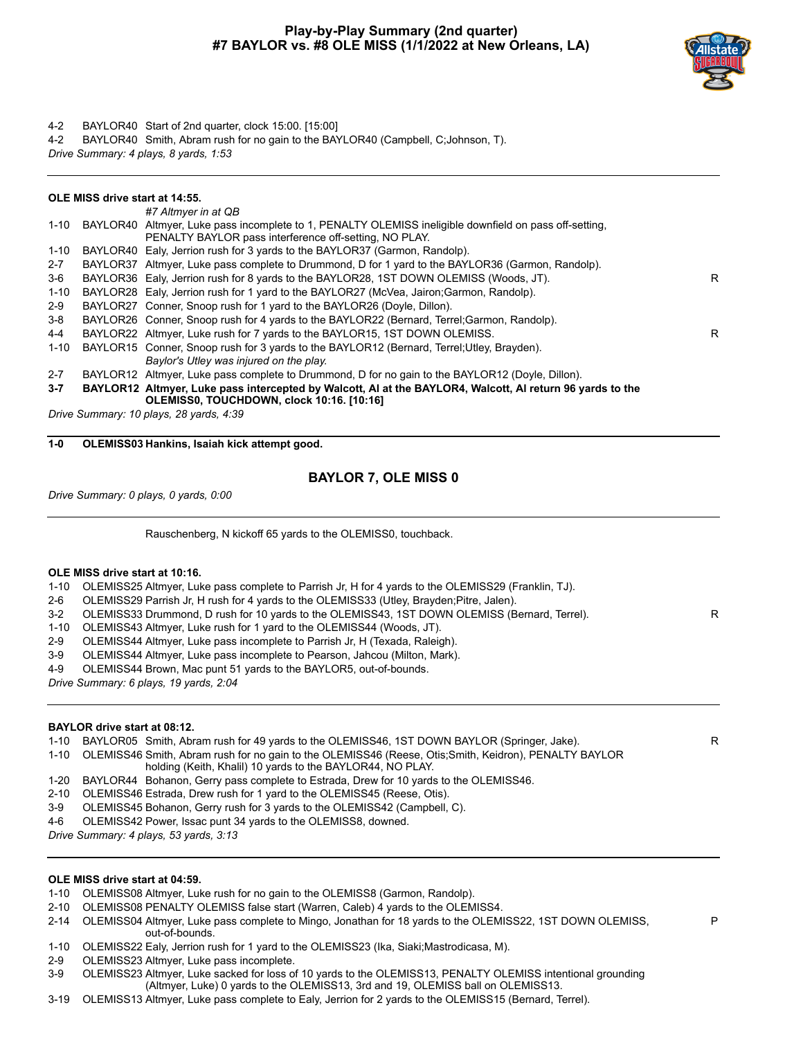# Play-by-Play Summary (2nd quarter)
## #7 BAYLOR vs. #8 OLE MISS (1/1/2022 at New Orleans, LA)

| | | | |
|---|---|---|---|
| 4-2 | BAYLOR40 | Start of 2nd quarter, clock 15:00. [15:00] | |
| 4-2 | BAYLOR40 | Smith, Abram rush for no gain to the BAYLOR40 (Campbell, C;Johnson, T). | |

*Drive Summary: 4 plays, 8 yards, 1:53*

---

**OLE MISS drive start at 14:55.**

| | | | |
|---|---|---|---|
| | | *#7 Altmyer in at QB* | |
| 1-10 | BAYLOR40 | Altmyer, Luke pass incomplete to 1, PENALTY OLEMISS ineligible downfield on pass off-setting, PENALTY BAYLOR pass interference off-setting, NO PLAY. | |
| 1-10 | BAYLOR40 | Ealy, Jerrion rush for 3 yards to the BAYLOR37 (Garmon, Randolp). | |
| 2-7 | BAYLOR37 | Altmyer, Luke pass complete to Drummond, D for 1 yard to the BAYLOR36 (Garmon, Randolp). | |
| 3-6 | BAYLOR36 | Ealy, Jerrion rush for 8 yards to the BAYLOR28, 1ST DOWN OLEMISS (Woods, JT). | R |
| 1-10 | BAYLOR28 | Ealy, Jerrion rush for 1 yard to the BAYLOR27 (McVea, Jairon;Garmon, Randolp). | |
| 2-9 | BAYLOR27 | Conner, Snoop rush for 1 yard to the BAYLOR26 (Doyle, Dillon). | |
| 3-8 | BAYLOR26 | Conner, Snoop rush for 4 yards to the BAYLOR22 (Bernard, Terrel;Garmon, Randolp). | |
| 4-4 | BAYLOR22 | Altmyer, Luke rush for 7 yards to the BAYLOR15, 1ST DOWN OLEMISS. | R |
| 1-10 | BAYLOR15 | Conner, Snoop rush for 3 yards to the BAYLOR12 (Bernard, Terrel;Utley, Brayden). *Baylor's Utley was injured on the play.* | |
| 2-7 | BAYLOR12 | Altmyer, Luke pass complete to Drummond, D for no gain to the BAYLOR12 (Doyle, Dillon). | |
| **3-7** | **BAYLOR12** | **Altmyer, Luke pass intercepted by Walcott, Al at the BAYLOR4, Walcott, Al return 96 yards to the OLEMISS0, TOUCHDOWN, clock 10:16. [10:16]** | |

*Drive Summary: 10 plays, 28 yards, 4:39*

---

| | | |
|---|---|---|
| **1-0** | **OLEMISS03** | **Hankins, Isaiah kick attempt good.** |

### BAYLOR 7, OLE MISS 0

*Drive Summary: 0 plays, 0 yards, 0:00*

---

Rauschenberg, N kickoff 65 yards to the OLEMISS0, touchback.

**OLE MISS drive start at 10:16.**

| | | | |
|---|---|---|---|
| 1-10 | OLEMISS25 | Altmyer, Luke pass complete to Parrish Jr, H for 4 yards to the OLEMISS29 (Franklin, TJ). | |
| 2-6 | OLEMISS29 | Parrish Jr, H rush for 4 yards to the OLEMISS33 (Utley, Brayden;Pitre, Jalen). | |
| 3-2 | OLEMISS33 | Drummond, D rush for 10 yards to the OLEMISS43, 1ST DOWN OLEMISS (Bernard, Terrel). | R |
| 1-10 | OLEMISS43 | Altmyer, Luke rush for 1 yard to the OLEMISS44 (Woods, JT). | |
| 2-9 | OLEMISS44 | Altmyer, Luke pass incomplete to Parrish Jr, H (Texada, Raleigh). | |
| 3-9 | OLEMISS44 | Altmyer, Luke pass incomplete to Pearson, Jahcou (Milton, Mark). | |
| 4-9 | OLEMISS44 | Brown, Mac punt 51 yards to the BAYLOR5, out-of-bounds. | |

*Drive Summary: 6 plays, 19 yards, 2:04*

---

**BAYLOR drive start at 08:12.**

| | | | |
|---|---|---|---|
| 1-10 | BAYLOR05 | Smith, Abram rush for 49 yards to the OLEMISS46, 1ST DOWN BAYLOR (Springer, Jake). | R |
| 1-10 | OLEMISS46 | Smith, Abram rush for no gain to the OLEMISS46 (Reese, Otis;Smith, Keidron), PENALTY BAYLOR holding (Keith, Khalil) 10 yards to the BAYLOR44, NO PLAY. | |
| 1-20 | BAYLOR44 | Bohanon, Gerry pass complete to Estrada, Drew for 10 yards to the OLEMISS46. | |
| 2-10 | OLEMISS46 | Estrada, Drew rush for 1 yard to the OLEMISS45 (Reese, Otis). | |
| 3-9 | OLEMISS45 | Bohanon, Gerry rush for 3 yards to the OLEMISS42 (Campbell, C). | |
| 4-6 | OLEMISS42 | Power, Issac punt 34 yards to the OLEMISS8, downed. | |

*Drive Summary: 4 plays, 53 yards, 3:13*

---

**OLE MISS drive start at 04:59.**

| | | | |
|---|---|---|---|
| 1-10 | OLEMISS08 | Altmyer, Luke rush for no gain to the OLEMISS8 (Garmon, Randolp). | |
| 2-10 | OLEMISS08 | PENALTY OLEMISS false start (Warren, Caleb) 4 yards to the OLEMISS4. | |
| 2-14 | OLEMISS04 | Altmyer, Luke pass complete to Mingo, Jonathan for 18 yards to the OLEMISS22, 1ST DOWN OLEMISS, out-of-bounds. | P |
| 1-10 | OLEMISS22 | Ealy, Jerrion rush for 1 yard to the OLEMISS23 (Ika, Siaki;Mastrodicasa, M). | |
| 2-9 | OLEMISS23 | Altmyer, Luke pass incomplete. | |
| 3-9 | OLEMISS23 | Altmyer, Luke sacked for loss of 10 yards to the OLEMISS13, PENALTY OLEMISS intentional grounding (Altmyer, Luke) 0 yards to the OLEMISS13, 3rd and 19, OLEMISS ball on OLEMISS13. | |
| 3-19 | OLEMISS13 | Altmyer, Luke pass complete to Ealy, Jerrion for 2 yards to the OLEMISS15 (Bernard, Terrel). | |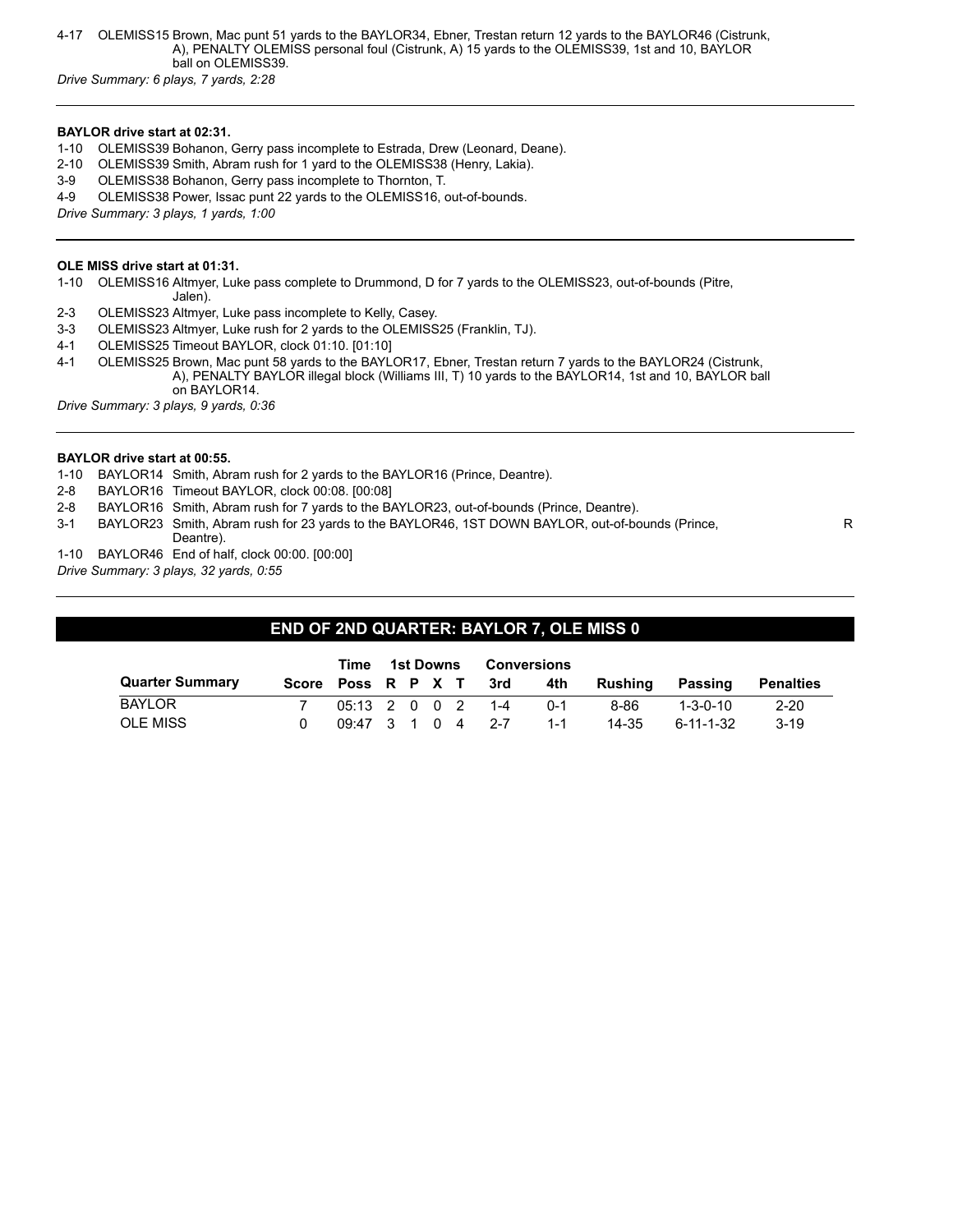4-17 OLEMISS15 Brown, Mac punt 51 yards to the BAYLOR34, Ebner, Trestan return 12 yards to the BAYLOR46 (Cistrunk, A), PENALTY OLEMISS personal foul (Cistrunk, A) 15 yards to the OLEMISS39, 1st and 10, BAYLOR ball on OLEMISS39.

*Drive Summary: 6 plays, 7 yards, 2:28*

---

**BAYLOR drive start at 02:31.**

1-10 OLEMISS39 Bohanon, Gerry pass incomplete to Estrada, Drew (Leonard, Deane).
2-10 OLEMISS39 Smith, Abram rush for 1 yard to the OLEMISS38 (Henry, Lakia).
3-9 OLEMISS38 Bohanon, Gerry pass incomplete to Thornton, T.
4-9 OLEMISS38 Power, Issac punt 22 yards to the OLEMISS16, out-of-bounds.

*Drive Summary: 3 plays, 1 yards, 1:00*

---

**OLE MISS drive start at 01:31.**

1-10 OLEMISS16 Altmyer, Luke pass complete to Drummond, D for 7 yards to the OLEMISS23, out-of-bounds (Pitre, Jalen).
2-3 OLEMISS23 Altmyer, Luke pass incomplete to Kelly, Casey.
3-3 OLEMISS23 Altmyer, Luke rush for 2 yards to the OLEMISS25 (Franklin, TJ).
4-1 OLEMISS25 Timeout BAYLOR, clock 01:10. [01:10]
4-1 OLEMISS25 Brown, Mac punt 58 yards to the BAYLOR17, Ebner, Trestan return 7 yards to the BAYLOR24 (Cistrunk, A), PENALTY BAYLOR illegal block (Williams III, T) 10 yards to the BAYLOR14, 1st and 10, BAYLOR ball on BAYLOR14.

*Drive Summary: 3 plays, 9 yards, 0:36*

---

**BAYLOR drive start at 00:55.**

1-10 BAYLOR14 Smith, Abram rush for 2 yards to the BAYLOR16 (Prince, Deantre).
2-8 BAYLOR16 Timeout BAYLOR, clock 00:08. [00:08]
2-8 BAYLOR16 Smith, Abram rush for 7 yards to the BAYLOR23, out-of-bounds (Prince, Deantre).
3-1 BAYLOR23 Smith, Abram rush for 23 yards to the BAYLOR46, 1ST DOWN BAYLOR, out-of-bounds (Prince, Deantre). R
1-10 BAYLOR46 End of half, clock 00:00. [00:00]

*Drive Summary: 3 plays, 32 yards, 0:55*

---

## END OF 2ND QUARTER: BAYLOR 7, OLE MISS 0

| Quarter Summary | Score | Time Poss | 1st Downs R | P | X | T | Conversions 3rd | 4th | Rushing | Passing | Penalties |
|---|---|---|---|---|---|---|---|---|---|---|---|
| BAYLOR | 7 | 05:13 | 2 | 0 | 0 | 2 | 1-4 | 0-1 | 8-86 | 1-3-0-10 | 2-20 |
| OLE MISS | 0 | 09:47 | 3 | 1 | 0 | 4 | 2-7 | 1-1 | 14-35 | 6-11-1-32 | 3-19 |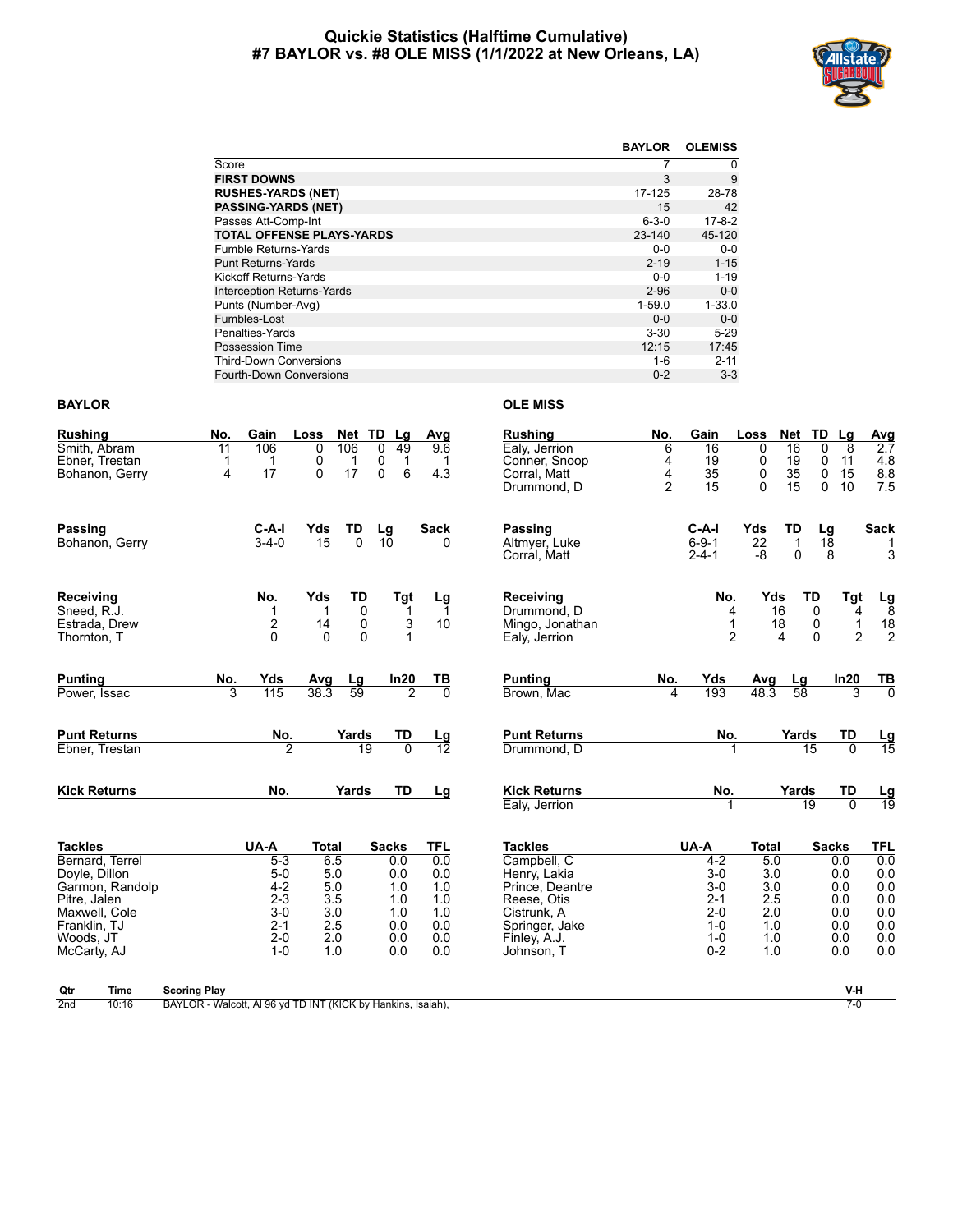# Quickie Statistics (Halftime Cumulative)
## #7 BAYLOR vs. #8 OLE MISS (1/1/2022 at New Orleans, LA)

| | BAYLOR | OLEMISS |
|---|---|---|
| Score | 7 | 0 |
| **FIRST DOWNS** | 3 | 9 |
| **RUSHES-YARDS (NET)** | 17-125 | 28-78 |
| **PASSING-YARDS (NET)** | 15 | 42 |
| Passes Att-Comp-Int | 6-3-0 | 17-8-2 |
| **TOTAL OFFENSE PLAYS-YARDS** | 23-140 | 45-120 |
| Fumble Returns-Yards | 0-0 | 0-0 |
| Punt Returns-Yards | 2-19 | 1-15 |
| Kickoff Returns-Yards | 0-0 | 1-19 |
| Interception Returns-Yards | 2-96 | 0-0 |
| Punts (Number-Avg) | 1-59.0 | 1-33.0 |
| Fumbles-Lost | 0-0 | 0-0 |
| Penalties-Yards | 3-30 | 5-29 |
| Possession Time | 12:15 | 17:45 |
| Third-Down Conversions | 1-6 | 2-11 |
| Fourth-Down Conversions | 0-2 | 3-3 |

### BAYLOR

| Rushing | No. | Gain | Loss | Net | TD | Lg | Avg |
|---|---|---|---|---|---|---|---|
| Smith, Abram | 11 | 106 | 0 | 106 | 0 | 49 | 9.6 |
| Ebner, Trestan | 1 | 1 | 0 | 1 | 0 | 1 | 1 |
| Bohanon, Gerry | 4 | 17 | 0 | 17 | 0 | 6 | 4.3 |

| Passing | C-A-I | Yds | TD | Lg | Sack |
|---|---|---|---|---|---|
| Bohanon, Gerry | 3-4-0 | 15 | 0 | 10 | 0 |

| Receiving | No. | Yds | TD | Tgt | Lg |
|---|---|---|---|---|---|
| Sneed, R.J. | 1 | 1 | 0 | 1 | 1 |
| Estrada, Drew | 2 | 14 | 0 | 3 | 10 |
| Thornton, T | 0 | 0 | 0 | 1 | |

| Punting | No. | Yds | Avg | Lg | In20 | TB |
|---|---|---|---|---|---|---|
| Power, Issac | 3 | 115 | 38.3 | 59 | 2 | 0 |

| Punt Returns | No. | Yards | TD | Lg |
|---|---|---|---|---|
| Ebner, Trestan | 2 | 19 | 0 | 12 |

| Kick Returns | No. | Yards | TD | Lg |
|---|---|---|---|---|

| Tackles | UA-A | Total | Sacks | TFL |
|---|---|---|---|---|
| Bernard, Terrel | 5-3 | 6.5 | 0.0 | 0.0 |
| Doyle, Dillon | 5-0 | 5.0 | 0.0 | 0.0 |
| Garmon, Randolp | 4-2 | 5.0 | 1.0 | 1.0 |
| Pitre, Jalen | 2-3 | 3.5 | 1.0 | 1.0 |
| Maxwell, Cole | 3-0 | 3.0 | 1.0 | 1.0 |
| Franklin, TJ | 2-1 | 2.5 | 0.0 | 0.0 |
| Woods, JT | 2-0 | 2.0 | 0.0 | 0.0 |
| McCarty, AJ | 1-0 | 1.0 | 0.0 | 0.0 |

### OLE MISS

| Rushing | No. | Gain | Loss | Net | TD | Lg | Avg |
|---|---|---|---|---|---|---|---|
| Ealy, Jerrion | 6 | 16 | 0 | 16 | 0 | 8 | 2.7 |
| Conner, Snoop | 4 | 19 | 0 | 19 | 0 | 11 | 4.8 |
| Corral, Matt | 4 | 35 | 0 | 35 | 0 | 15 | 8.8 |
| Drummond, D | 2 | 15 | 0 | 15 | 0 | 10 | 7.5 |

| Passing | C-A-I | Yds | TD | Lg | Sack |
|---|---|---|---|---|---|
| Altmyer, Luke | 6-9-1 | 22 | 1 | 18 | 1 |
| Corral, Matt | 2-4-1 | -8 | 0 | 8 | 3 |

| Receiving | No. | Yds | TD | Tgt | Lg |
|---|---|---|---|---|---|
| Drummond, D | 4 | 16 | 0 | 4 | 8 |
| Mingo, Jonathan | 1 | 18 | 0 | 1 | 18 |
| Ealy, Jerrion | 2 | 4 | 0 | 2 | 2 |

| Punting | No. | Yds | Avg | Lg | In20 | TB |
|---|---|---|---|---|---|---|
| Brown, Mac | 4 | 193 | 48.3 | 58 | 3 | 0 |

| Punt Returns | No. | Yards | TD | Lg |
|---|---|---|---|---|
| Drummond, D | 1 | 15 | 0 | 15 |

| Kick Returns | No. | Yards | TD | Lg |
|---|---|---|---|---|
| Ealy, Jerrion | 1 | 19 | 0 | 19 |

| Tackles | UA-A | Total | Sacks | TFL |
|---|---|---|---|---|
| Campbell, C | 4-2 | 5.0 | 0.0 | 0.0 |
| Henry, Lakia | 3-0 | 3.0 | 0.0 | 0.0 |
| Prince, Deantre | 3-0 | 3.0 | 0.0 | 0.0 |
| Reese, Otis | 2-1 | 2.5 | 0.0 | 0.0 |
| Cistrunk, A | 2-0 | 2.0 | 0.0 | 0.0 |
| Springer, Jake | 1-0 | 1.0 | 0.0 | 0.0 |
| Finley, A.J. | 1-0 | 1.0 | 0.0 | 0.0 |
| Johnson, T | 0-2 | 1.0 | 0.0 | 0.0 |

| Qtr | Time | Scoring Play | V-H |
|---|---|---|---|
| 2nd | 10:16 | BAYLOR - Walcott, Al 96 yd TD INT (KICK by Hankins, Isaiah), | 7-0 |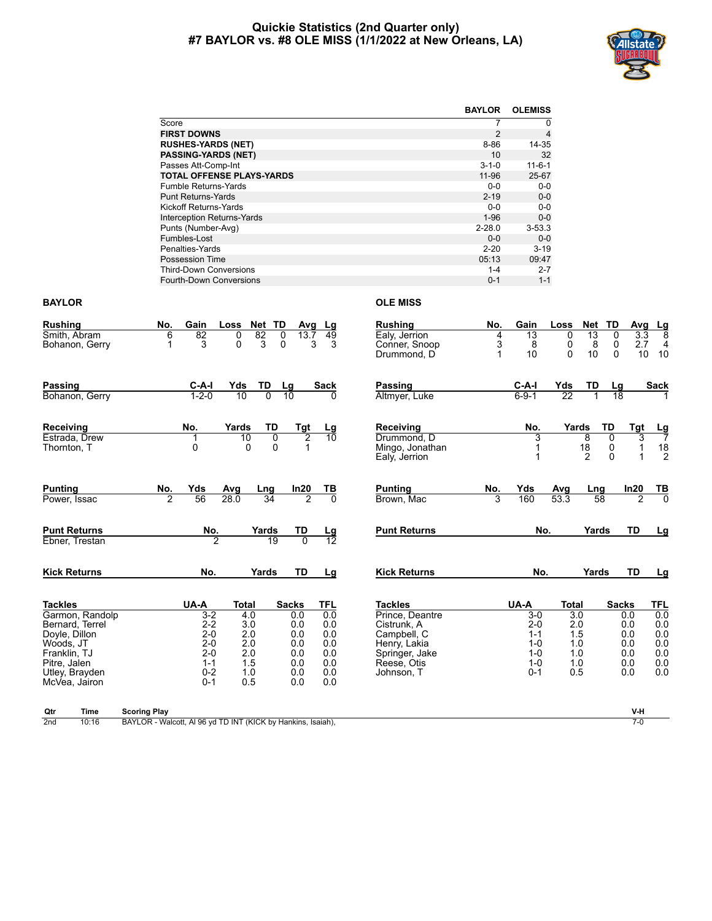# Quickie Statistics (2nd Quarter only)
## #7 BAYLOR vs. #8 OLE MISS (1/1/2022 at New Orleans, LA)

| | BAYLOR | OLEMISS |
|---|---|---|
| Score | 7 | 0 |
| **FIRST DOWNS** | 2 | 4 |
| **RUSHES-YARDS (NET)** | 8-86 | 14-35 |
| **PASSING-YARDS (NET)** | 10 | 32 |
| Passes Att-Comp-Int | 3-1-0 | 11-6-1 |
| **TOTAL OFFENSE PLAYS-YARDS** | 11-96 | 25-67 |
| Fumble Returns-Yards | 0-0 | 0-0 |
| Punt Returns-Yards | 2-19 | 0-0 |
| Kickoff Returns-Yards | 0-0 | 0-0 |
| Interception Returns-Yards | 1-96 | 0-0 |
| Punts (Number-Avg) | 2-28.0 | 3-53.3 |
| Fumbles-Lost | 0-0 | 0-0 |
| Penalties-Yards | 2-20 | 3-19 |
| Possession Time | 05:13 | 09:47 |
| Third-Down Conversions | 1-4 | 2-7 |
| Fourth-Down Conversions | 0-1 | 1-1 |

### BAYLOR

| Rushing | No. | Gain | Loss | Net | TD | Avg | Lg |
|---|---|---|---|---|---|---|---|
| Smith, Abram | 6 | 82 | 0 | 82 | 0 | 13.7 | 49 |
| Bohanon, Gerry | 1 | 3 | 0 | 3 | 0 | 3 | 3 |

| Passing | C-A-I | Yds | TD | Lg | Sack |
|---|---|---|---|---|---|
| Bohanon, Gerry | 1-2-0 | 10 | 0 | 10 | 0 |

| Receiving | No. | Yards | TD | Tgt | Lg |
|---|---|---|---|---|---|
| Estrada, Drew | 1 | 10 | 0 | 2 | 10 |
| Thornton, T | 0 | 0 | 0 | 1 | |

| Punting | No. | Yds | Avg | Lng | In20 | TB |
|---|---|---|---|---|---|---|
| Power, Issac | 2 | 56 | 28.0 | 34 | 2 | 0 |

| Punt Returns | No. | Yards | TD | Lg |
|---|---|---|---|---|
| Ebner, Trestan | 2 | 19 | 0 | 12 |

| Kick Returns | No. | Yards | TD | Lg |
|---|---|---|---|---|

| Tackles | UA-A | Total | Sacks | TFL |
|---|---|---|---|---|
| Garmon, Randolp | 3-2 | 4.0 | 0.0 | 0.0 |
| Bernard, Terrel | 2-2 | 3.0 | 0.0 | 0.0 |
| Doyle, Dillon | 2-0 | 2.0 | 0.0 | 0.0 |
| Woods, JT | 2-0 | 2.0 | 0.0 | 0.0 |
| Franklin, TJ | 2-0 | 2.0 | 0.0 | 0.0 |
| Pitre, Jalen | 1-1 | 1.5 | 0.0 | 0.0 |
| Utley, Brayden | 0-2 | 1.0 | 0.0 | 0.0 |
| McVea, Jairon | 0-1 | 0.5 | 0.0 | 0.0 |

### OLE MISS

| Rushing | No. | Gain | Loss | Net | TD | Avg | Lg |
|---|---|---|---|---|---|---|---|
| Ealy, Jerrion | 4 | 13 | 0 | 13 | 0 | 3.3 | 8 |
| Conner, Snoop | 3 | 8 | 0 | 8 | 0 | 2.7 | 4 |
| Drummond, D | 1 | 10 | 0 | 10 | 0 | 10 | 10 |

| Passing | C-A-I | Yds | TD | Lg | Sack |
|---|---|---|---|---|---|
| Altmyer, Luke | 6-9-1 | 22 | 1 | 18 | 1 |

| Receiving | No. | Yards | TD | Tgt | Lg |
|---|---|---|---|---|---|
| Drummond, D | 3 | 8 | 0 | 3 | 7 |
| Mingo, Jonathan | 1 | 18 | 0 | 1 | 18 |
| Ealy, Jerrion | 1 | 2 | 0 | 1 | 2 |

| Punting | No. | Yds | Avg | Lng | In20 | TB |
|---|---|---|---|---|---|---|
| Brown, Mac | 3 | 160 | 53.3 | 58 | 2 | 0 |

| Punt Returns | No. | Yards | TD | Lg |
|---|---|---|---|---|

| Kick Returns | No. | Yards | TD | Lg |
|---|---|---|---|---|

| Tackles | UA-A | Total | Sacks | TFL |
|---|---|---|---|---|
| Prince, Deantre | 3-0 | 3.0 | 0.0 | 0.0 |
| Cistrunk, A | 2-0 | 2.0 | 0.0 | 0.0 |
| Campbell, C | 1-1 | 1.5 | 0.0 | 0.0 |
| Henry, Lakia | 1-0 | 1.0 | 0.0 | 0.0 |
| Springer, Jake | 1-0 | 1.0 | 0.0 | 0.0 |
| Reese, Otis | 1-0 | 1.0 | 0.0 | 0.0 |
| Johnson, T | 0-1 | 0.5 | 0.0 | 0.0 |

| Qtr | Time | Scoring Play | V-H |
|---|---|---|---|
| 2nd | 10:16 | BAYLOR - Walcott, Al 96 yd TD INT (KICK by Hankins, Isaiah), | 7-0 |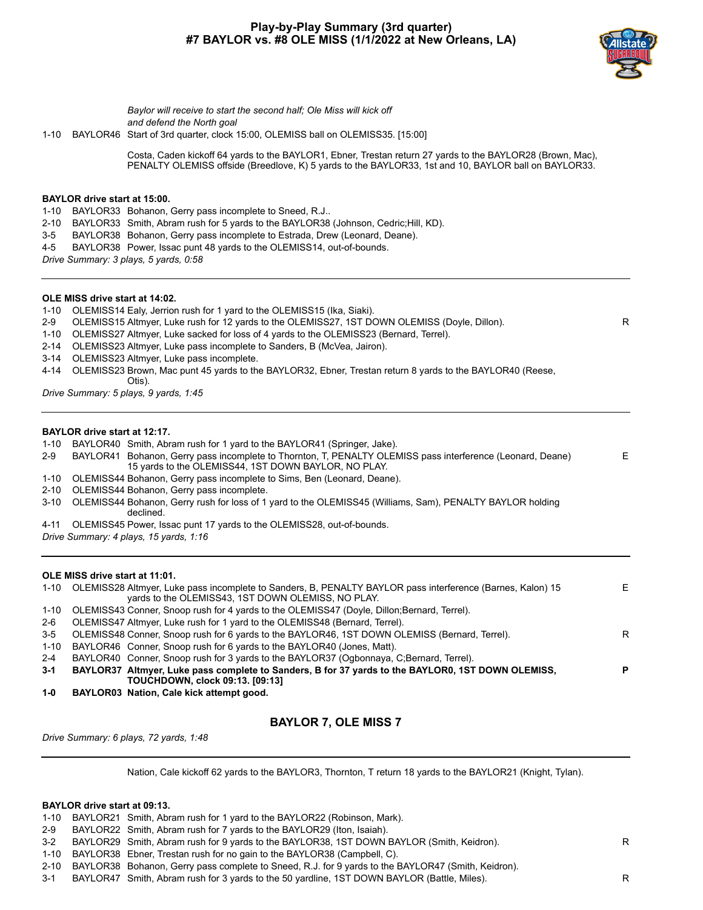## Play-by-Play Summary (3rd quarter)
## #7 BAYLOR vs. #8 OLE MISS (1/1/2022 at New Orleans, LA)

*Baylor will receive to start the second half; Ole Miss will kick off and defend the North goal*

1-10 BAYLOR46 Start of 3rd quarter, clock 15:00, OLEMISS ball on OLEMISS35. [15:00]

Costa, Caden kickoff 64 yards to the BAYLOR1, Ebner, Trestan return 27 yards to the BAYLOR28 (Brown, Mac), PENALTY OLEMISS offside (Breedlove, K) 5 yards to the BAYLOR33, 1st and 10, BAYLOR ball on BAYLOR33.

**BAYLOR drive start at 15:00.**

| Down | Spot | Play | |
|---|---|---|---|
| 1-10 | BAYLOR33 | Bohanon, Gerry pass incomplete to Sneed, R.J.. | |
| 2-10 | BAYLOR33 | Smith, Abram rush for 5 yards to the BAYLOR38 (Johnson, Cedric;Hill, KD). | |
| 3-5 | BAYLOR38 | Bohanon, Gerry pass incomplete to Estrada, Drew (Leonard, Deane). | |
| 4-5 | BAYLOR38 | Power, Issac punt 48 yards to the OLEMISS14, out-of-bounds. | |

*Drive Summary: 3 plays, 5 yards, 0:58*

---

**OLE MISS drive start at 14:02.**

| Down | Spot | Play | |
|---|---|---|---|
| 1-10 | OLEMISS14 | Ealy, Jerrion rush for 1 yard to the OLEMISS15 (Ika, Siaki). | |
| 2-9 | OLEMISS15 | Altmyer, Luke rush for 12 yards to the OLEMISS27, 1ST DOWN OLEMISS (Doyle, Dillon). | R |
| 1-10 | OLEMISS27 | Altmyer, Luke sacked for loss of 4 yards to the OLEMISS23 (Bernard, Terrel). | |
| 2-14 | OLEMISS23 | Altmyer, Luke pass incomplete to Sanders, B (McVea, Jairon). | |
| 3-14 | OLEMISS23 | Altmyer, Luke pass incomplete. | |
| 4-14 | OLEMISS23 | Brown, Mac punt 45 yards to the BAYLOR32, Ebner, Trestan return 8 yards to the BAYLOR40 (Reese, Otis). | |

*Drive Summary: 5 plays, 9 yards, 1:45*

---

**BAYLOR drive start at 12:17.**

| Down | Spot | Play | |
|---|---|---|---|
| 1-10 | BAYLOR40 | Smith, Abram rush for 1 yard to the BAYLOR41 (Springer, Jake). | |
| 2-9 | BAYLOR41 | Bohanon, Gerry pass incomplete to Thornton, T, PENALTY OLEMISS pass interference (Leonard, Deane) 15 yards to the OLEMISS44, 1ST DOWN BAYLOR, NO PLAY. | E |
| 1-10 | OLEMISS44 | Bohanon, Gerry pass incomplete to Sims, Ben (Leonard, Deane). | |
| 2-10 | OLEMISS44 | Bohanon, Gerry pass incomplete. | |
| 3-10 | OLEMISS44 | Bohanon, Gerry rush for loss of 1 yard to the OLEMISS45 (Williams, Sam), PENALTY BAYLOR holding declined. | |
| 4-11 | OLEMISS45 | Power, Issac punt 17 yards to the OLEMISS28, out-of-bounds. | |

*Drive Summary: 4 plays, 15 yards, 1:16*

---

**OLE MISS drive start at 11:01.**

| Down | Spot | Play | |
|---|---|---|---|
| 1-10 | OLEMISS28 | Altmyer, Luke pass incomplete to Sanders, B, PENALTY BAYLOR pass interference (Barnes, Kalon) 15 yards to the OLEMISS43, 1ST DOWN OLEMISS, NO PLAY. | E |
| 1-10 | OLEMISS43 | Conner, Snoop rush for 4 yards to the OLEMISS47 (Doyle, Dillon;Bernard, Terrel). | |
| 2-6 | OLEMISS47 | Altmyer, Luke rush for 1 yard to the OLEMISS48 (Bernard, Terrel). | |
| 3-5 | OLEMISS48 | Conner, Snoop rush for 6 yards to the BAYLOR46, 1ST DOWN OLEMISS (Bernard, Terrel). | R |
| 1-10 | BAYLOR46 | Conner, Snoop rush for 6 yards to the BAYLOR40 (Jones, Matt). | |
| 2-4 | BAYLOR40 | Conner, Snoop rush for 3 yards to the BAYLOR37 (Ogbonnaya, C;Bernard, Terrel). | |
| **3-1** | **BAYLOR37** | **Altmyer, Luke pass complete to Sanders, B for 37 yards to the BAYLOR0, 1ST DOWN OLEMISS, TOUCHDOWN, clock 09:13. [09:13]** | **P** |
| **1-0** | **BAYLOR03** | **Nation, Cale kick attempt good.** | |

### BAYLOR 7, OLE MISS 7

*Drive Summary: 6 plays, 72 yards, 1:48*

---

Nation, Cale kickoff 62 yards to the BAYLOR3, Thornton, T return 18 yards to the BAYLOR21 (Knight, Tylan).

**BAYLOR drive start at 09:13.**

| Down | Spot | Play | |
|---|---|---|---|
| 1-10 | BAYLOR21 | Smith, Abram rush for 1 yard to the BAYLOR22 (Robinson, Mark). | |
| 2-9 | BAYLOR22 | Smith, Abram rush for 7 yards to the BAYLOR29 (Iton, Isaiah). | |
| 3-2 | BAYLOR29 | Smith, Abram rush for 9 yards to the BAYLOR38, 1ST DOWN BAYLOR (Smith, Keidron). | R |
| 1-10 | BAYLOR38 | Ebner, Trestan rush for no gain to the BAYLOR38 (Campbell, C). | |
| 2-10 | BAYLOR38 | Bohanon, Gerry pass complete to Sneed, R.J. for 9 yards to the BAYLOR47 (Smith, Keidron). | |
| 3-1 | BAYLOR47 | Smith, Abram rush for 3 yards to the 50 yardline, 1ST DOWN BAYLOR (Battle, Miles). | R |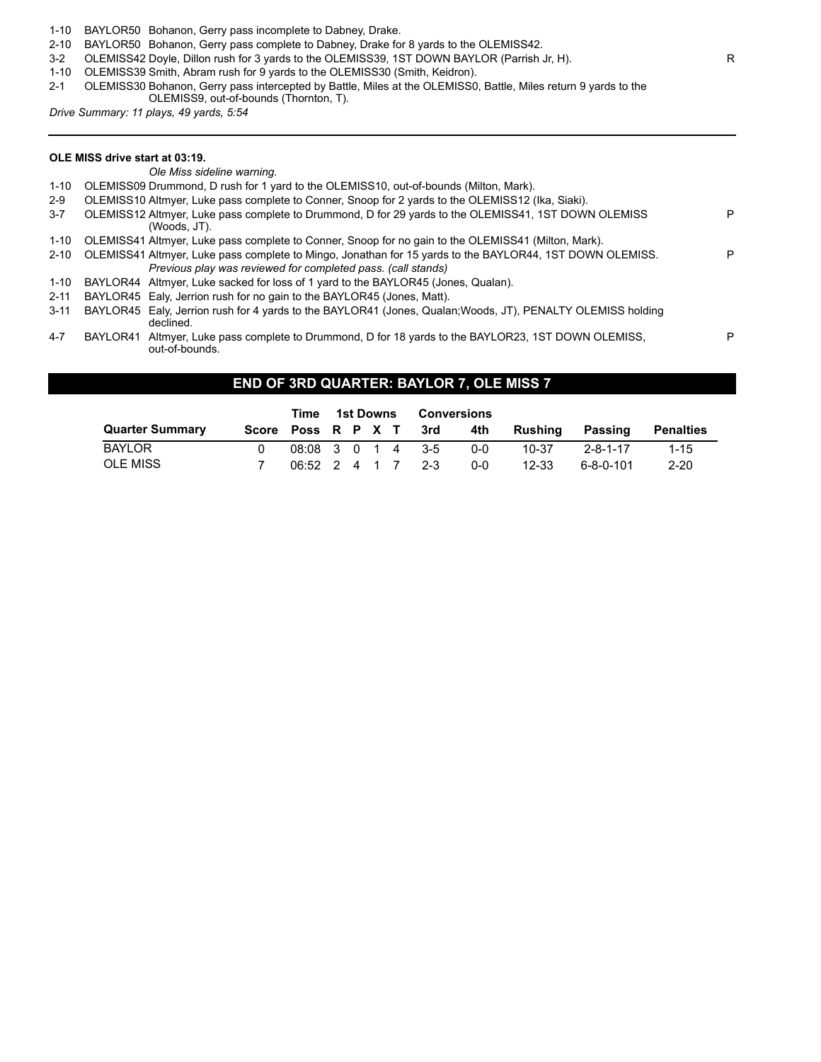| | | | |
|---|---|---|---|
| 1-10 | BAYLOR50 | Bohanon, Gerry pass incomplete to Dabney, Drake. | |
| 2-10 | BAYLOR50 | Bohanon, Gerry pass complete to Dabney, Drake for 8 yards to the OLEMISS42. | |
| 3-2 | OLEMISS42 | Doyle, Dillon rush for 3 yards to the OLEMISS39, 1ST DOWN BAYLOR (Parrish Jr, H). | R |
| 1-10 | OLEMISS39 | Smith, Abram rush for 9 yards to the OLEMISS30 (Smith, Keidron). | |
| 2-1 | OLEMISS30 | Bohanon, Gerry pass intercepted by Battle, Miles at the OLEMISS0, Battle, Miles return 9 yards to the OLEMISS9, out-of-bounds (Thornton, T). | |

*Drive Summary: 11 plays, 49 yards, 5:54*

---

**OLE MISS drive start at 03:19.**

| | | | |
|---|---|---|---|
| | | *Ole Miss sideline warning.* | |
| 1-10 | OLEMISS09 | Drummond, D rush for 1 yard to the OLEMISS10, out-of-bounds (Milton, Mark). | |
| 2-9 | OLEMISS10 | Altmyer, Luke pass complete to Conner, Snoop for 2 yards to the OLEMISS12 (Ika, Siaki). | |
| 3-7 | OLEMISS12 | Altmyer, Luke pass complete to Drummond, D for 29 yards to the OLEMISS41, 1ST DOWN OLEMISS (Woods, JT). | P |
| 1-10 | OLEMISS41 | Altmyer, Luke pass complete to Conner, Snoop for no gain to the OLEMISS41 (Milton, Mark). | |
| 2-10 | OLEMISS41 | Altmyer, Luke pass complete to Mingo, Jonathan for 15 yards to the BAYLOR44, 1ST DOWN OLEMISS. *Previous play was reviewed for completed pass. (call stands)* | P |
| 1-10 | BAYLOR44 | Altmyer, Luke sacked for loss of 1 yard to the BAYLOR45 (Jones, Qualan). | |
| 2-11 | BAYLOR45 | Ealy, Jerrion rush for no gain to the BAYLOR45 (Jones, Matt). | |
| 3-11 | BAYLOR45 | Ealy, Jerrion rush for 4 yards to the BAYLOR41 (Jones, Qualan;Woods, JT), PENALTY OLEMISS holding declined. | |
| 4-7 | BAYLOR41 | Altmyer, Luke pass complete to Drummond, D for 18 yards to the BAYLOR23, 1ST DOWN OLEMISS, out-of-bounds. | P |

## END OF 3RD QUARTER: BAYLOR 7, OLE MISS 7

| Quarter Summary | Score | Time Poss | 1st Downs R | P | X | T | Conversions 3rd | 4th | Rushing | Passing | Penalties |
|---|---|---|---|---|---|---|---|---|---|---|---|
| BAYLOR | 0 | 08:08 | 3 | 0 | 1 | 4 | 3-5 | 0-0 | 10-37 | 2-8-1-17 | 1-15 |
| OLE MISS | 7 | 06:52 | 2 | 4 | 1 | 7 | 2-3 | 0-0 | 12-33 | 6-8-0-101 | 2-20 |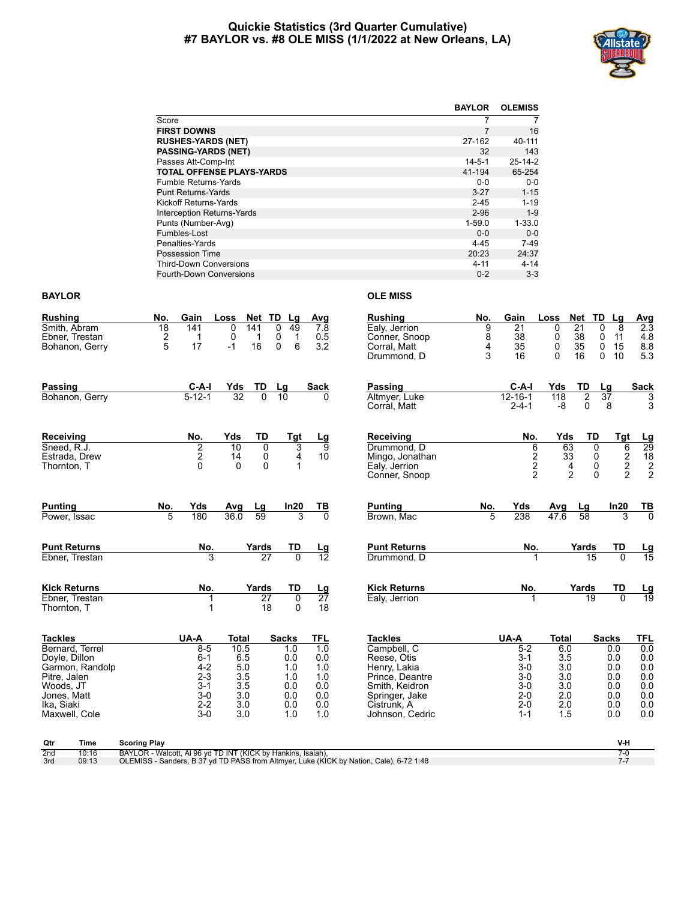# Quickie Statistics (3rd Quarter Cumulative)
## #7 BAYLOR vs. #8 OLE MISS (1/1/2022 at New Orleans, LA)

| | BAYLOR | OLEMISS |
|---|---|---|
| Score | 7 | 7 |
| **FIRST DOWNS** | 7 | 16 |
| **RUSHES-YARDS (NET)** | 27-162 | 40-111 |
| **PASSING-YARDS (NET)** | 32 | 143 |
| Passes Att-Comp-Int | 14-5-1 | 25-14-2 |
| **TOTAL OFFENSE PLAYS-YARDS** | 41-194 | 65-254 |
| Fumble Returns-Yards | 0-0 | 0-0 |
| Punt Returns-Yards | 3-27 | 1-15 |
| Kickoff Returns-Yards | 2-45 | 1-19 |
| Interception Returns-Yards | 2-96 | 1-9 |
| Punts (Number-Avg) | 1-59.0 | 1-33.0 |
| Fumbles-Lost | 0-0 | 0-0 |
| Penalties-Yards | 4-45 | 7-49 |
| Possession Time | 20:23 | 24:37 |
| Third-Down Conversions | 4-11 | 4-14 |
| Fourth-Down Conversions | 0-2 | 3-3 |

### BAYLOR

| Rushing | No. | Gain | Loss | Net | TD | Lg | Avg |
|---|---|---|---|---|---|---|---|
| Smith, Abram | 18 | 141 | 0 | 141 | 0 | 49 | 7.8 |
| Ebner, Trestan | 2 | 1 | 0 | 1 | 0 | 1 | 0.5 |
| Bohanon, Gerry | 5 | 17 | -1 | 16 | 0 | 6 | 3.2 |

| Passing | C-A-I | Yds | TD | Lg | Sack |
|---|---|---|---|---|---|
| Bohanon, Gerry | 5-12-1 | 32 | 0 | 10 | 0 |

| Receiving | No. | Yds | TD | Tgt | Lg |
|---|---|---|---|---|---|
| Sneed, R.J. | 2 | 10 | 0 | 3 | 9 |
| Estrada, Drew | 2 | 14 | 0 | 4 | 10 |
| Thornton, T | 0 | 0 | 0 | 1 | |

| Punting | No. | Yds | Avg | Lg | In20 | TB |
|---|---|---|---|---|---|---|
| Power, Issac | 5 | 180 | 36.0 | 59 | 3 | 0 |

| Punt Returns | No. | Yards | TD | Lg |
|---|---|---|---|---|
| Ebner, Trestan | 3 | 27 | 0 | 12 |

| Kick Returns | No. | Yards | TD | Lg |
|---|---|---|---|---|
| Ebner, Trestan | 1 | 27 | 0 | 27 |
| Thornton, T | 1 | 18 | 0 | 18 |

| Tackles | UA-A | Total | Sacks | TFL |
|---|---|---|---|---|
| Bernard, Terrel | 8-5 | 10.5 | 1.0 | 1.0 |
| Doyle, Dillon | 6-1 | 6.5 | 0.0 | 0.0 |
| Garmon, Randolp | 4-2 | 5.0 | 1.0 | 1.0 |
| Pitre, Jalen | 2-3 | 3.5 | 1.0 | 1.0 |
| Woods, JT | 3-1 | 3.5 | 0.0 | 0.0 |
| Jones, Matt | 3-0 | 3.0 | 0.0 | 0.0 |
| Ika, Siaki | 2-2 | 3.0 | 0.0 | 0.0 |
| Maxwell, Cole | 3-0 | 3.0 | 1.0 | 1.0 |

### OLE MISS

| Rushing | No. | Gain | Loss | Net | TD | Lg | Avg |
|---|---|---|---|---|---|---|---|
| Ealy, Jerrion | 9 | 21 | 0 | 21 | 0 | 8 | 2.3 |
| Conner, Snoop | 8 | 38 | 0 | 38 | 0 | 11 | 4.8 |
| Corral, Matt | 4 | 35 | 0 | 35 | 0 | 15 | 8.8 |
| Drummond, D | 3 | 16 | 0 | 16 | 0 | 10 | 5.3 |

| Passing | C-A-I | Yds | TD | Lg | Sack |
|---|---|---|---|---|---|
| Altmyer, Luke | 12-16-1 | 118 | 2 | 37 | 3 |
| Corral, Matt | 2-4-1 | -8 | 0 | 8 | 3 |

| Receiving | No. | Yds | TD | Tgt | Lg |
|---|---|---|---|---|---|
| Drummond, D | 6 | 63 | 0 | 6 | 29 |
| Mingo, Jonathan | 2 | 33 | 0 | 2 | 18 |
| Ealy, Jerrion | 2 | 4 | 0 | 2 | 2 |
| Conner, Snoop | 2 | 2 | 0 | 2 | 2 |

| Punting | No. | Yds | Avg | Lg | In20 | TB |
|---|---|---|---|---|---|---|
| Brown, Mac | 5 | 238 | 47.6 | 58 | 3 | 0 |

| Punt Returns | No. | Yards | TD | Lg |
|---|---|---|---|---|
| Drummond, D | 1 | 15 | 0 | 15 |

| Kick Returns | No. | Yards | TD | Lg |
|---|---|---|---|---|
| Ealy, Jerrion | 1 | 19 | 0 | 19 |

| Tackles | UA-A | Total | Sacks | TFL |
|---|---|---|---|---|
| Campbell, C | 5-2 | 6.0 | 0.0 | 0.0 |
| Reese, Otis | 3-1 | 3.5 | 0.0 | 0.0 |
| Henry, Lakia | 3-0 | 3.0 | 0.0 | 0.0 |
| Prince, Deantre | 3-0 | 3.0 | 0.0 | 0.0 |
| Smith, Keidron | 3-0 | 3.0 | 0.0 | 0.0 |
| Springer, Jake | 2-0 | 2.0 | 0.0 | 0.0 |
| Cistrunk, A | 2-0 | 2.0 | 0.0 | 0.0 |
| Johnson, Cedric | 1-1 | 1.5 | 0.0 | 0.0 |

| Qtr | Time | Scoring Play | V-H |
|---|---|---|---|
| 2nd | 10:16 | BAYLOR - Walcott, Al 96 yd TD INT (KICK by Hankins, Isaiah), | 7-0 |
| 3rd | 09:13 | OLEMISS - Sanders, B 37 yd TD PASS from Altmyer, Luke (KICK by Nation, Cale), 6-72 1:48 | 7-7 |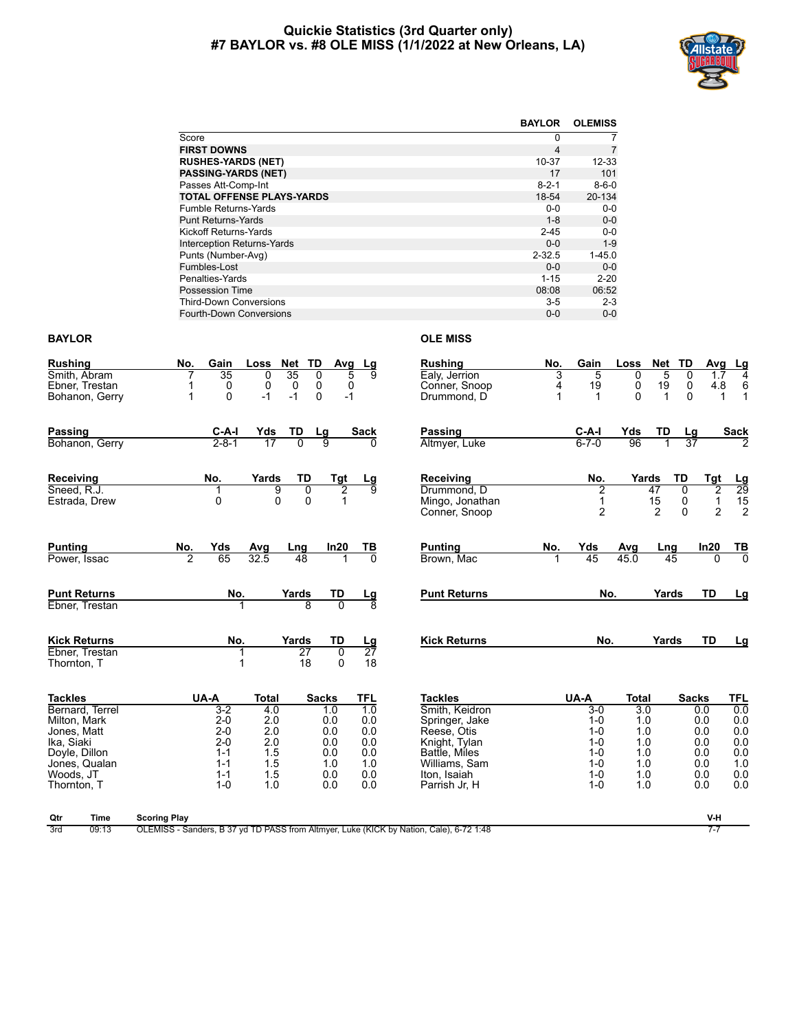# Quickie Statistics (3rd Quarter only)
## #7 BAYLOR vs. #8 OLE MISS (1/1/2022 at New Orleans, LA)

| | BAYLOR | OLEMISS |
|---|---|---|
| Score | 0 | 7 |
| **FIRST DOWNS** | 4 | 7 |
| **RUSHES-YARDS (NET)** | 10-37 | 12-33 |
| **PASSING-YARDS (NET)** | 17 | 101 |
| Passes Att-Comp-Int | 8-2-1 | 8-6-0 |
| **TOTAL OFFENSE PLAYS-YARDS** | 18-54 | 20-134 |
| Fumble Returns-Yards | 0-0 | 0-0 |
| Punt Returns-Yards | 1-8 | 0-0 |
| Kickoff Returns-Yards | 2-45 | 0-0 |
| Interception Returns-Yards | 0-0 | 1-9 |
| Punts (Number-Avg) | 2-32.5 | 1-45.0 |
| Fumbles-Lost | 0-0 | 0-0 |
| Penalties-Yards | 1-15 | 2-20 |
| Possession Time | 08:08 | 06:52 |
| Third-Down Conversions | 3-5 | 2-3 |
| Fourth-Down Conversions | 0-0 | 0-0 |

## BAYLOR

| Rushing | No. | Gain | Loss | Net | TD | Avg | Lg |
|---|---|---|---|---|---|---|---|
| Smith, Abram | 7 | 35 | 0 | 35 | 0 | 5 | 9 |
| Ebner, Trestan | 1 | 0 | 0 | 0 | 0 | 0 | |
| Bohanon, Gerry | 1 | 0 | -1 | -1 | 0 | -1 | |

| Passing | C-A-I | Yds | TD | Lg | Sack |
|---|---|---|---|---|---|
| Bohanon, Gerry | 2-8-1 | 17 | 0 | 9 | 0 |

| Receiving | No. | Yards | TD | Tgt | Lg |
|---|---|---|---|---|---|
| Sneed, R.J. | 1 | 9 | 0 | 2 | 9 |
| Estrada, Drew | 0 | 0 | 0 | 1 | |

| Punting | No. | Yds | Avg | Lng | In20 | TB |
|---|---|---|---|---|---|---|
| Power, Issac | 2 | 65 | 32.5 | 48 | 1 | 0 |

| Punt Returns | No. | Yards | TD | Lg |
|---|---|---|---|---|
| Ebner, Trestan | 1 | 8 | 0 | 8 |

| Kick Returns | No. | Yards | TD | Lg |
|---|---|---|---|---|
| Ebner, Trestan | 1 | 27 | 0 | 27 |
| Thornton, T | 1 | 18 | 0 | 18 |

| Tackles | UA-A | Total | Sacks | TFL |
|---|---|---|---|---|
| Bernard, Terrel | 3-2 | 4.0 | 1.0 | 1.0 |
| Milton, Mark | 2-0 | 2.0 | 0.0 | 0.0 |
| Jones, Matt | 2-0 | 2.0 | 0.0 | 0.0 |
| Ika, Siaki | 2-0 | 2.0 | 0.0 | 0.0 |
| Doyle, Dillon | 1-1 | 1.5 | 0.0 | 0.0 |
| Jones, Qualan | 1-1 | 1.5 | 1.0 | 1.0 |
| Woods, JT | 1-1 | 1.5 | 0.0 | 0.0 |
| Thornton, T | 1-0 | 1.0 | 0.0 | 0.0 |

## OLE MISS

| Rushing | No. | Gain | Loss | Net | TD | Avg | Lg |
|---|---|---|---|---|---|---|---|
| Ealy, Jerrion | 3 | 5 | 0 | 5 | 0 | 1.7 | 4 |
| Conner, Snoop | 4 | 19 | 0 | 19 | 0 | 4.8 | 6 |
| Drummond, D | 1 | 1 | 0 | 1 | 0 | 1 | 1 |

| Passing | C-A-I | Yds | TD | Lg | Sack |
|---|---|---|---|---|---|
| Altmyer, Luke | 6-7-0 | 96 | 1 | 37 | 2 |

| Receiving | No. | Yards | TD | Tgt | Lg |
|---|---|---|---|---|---|
| Drummond, D | 2 | 47 | 0 | 2 | 29 |
| Mingo, Jonathan | 1 | 15 | 0 | 1 | 15 |
| Conner, Snoop | 2 | 2 | 0 | 2 | 2 |

| Punting | No. | Yds | Avg | Lng | In20 | TB |
|---|---|---|---|---|---|---|
| Brown, Mac | 1 | 45 | 45.0 | 45 | 0 | 0 |

| Punt Returns | No. | Yards | TD | Lg |
|---|---|---|---|---|

| Kick Returns | No. | Yards | TD | Lg |
|---|---|---|---|---|

| Tackles | UA-A | Total | Sacks | TFL |
|---|---|---|---|---|
| Smith, Keidron | 3-0 | 3.0 | 0.0 | 0.0 |
| Springer, Jake | 1-0 | 1.0 | 0.0 | 0.0 |
| Reese, Otis | 1-0 | 1.0 | 0.0 | 0.0 |
| Knight, Tylan | 1-0 | 1.0 | 0.0 | 0.0 |
| Battle, Miles | 1-0 | 1.0 | 0.0 | 0.0 |
| Williams, Sam | 1-0 | 1.0 | 0.0 | 1.0 |
| Iton, Isaiah | 1-0 | 1.0 | 0.0 | 0.0 |
| Parrish Jr, H | 1-0 | 1.0 | 0.0 | 0.0 |

| Qtr | Time | Scoring Play | V-H |
|---|---|---|---|
| 3rd | 09:13 | OLEMISS - Sanders, B 37 yd TD PASS from Altmyer, Luke (KICK by Nation, Cale), 6-72 1:48 | 7-7 |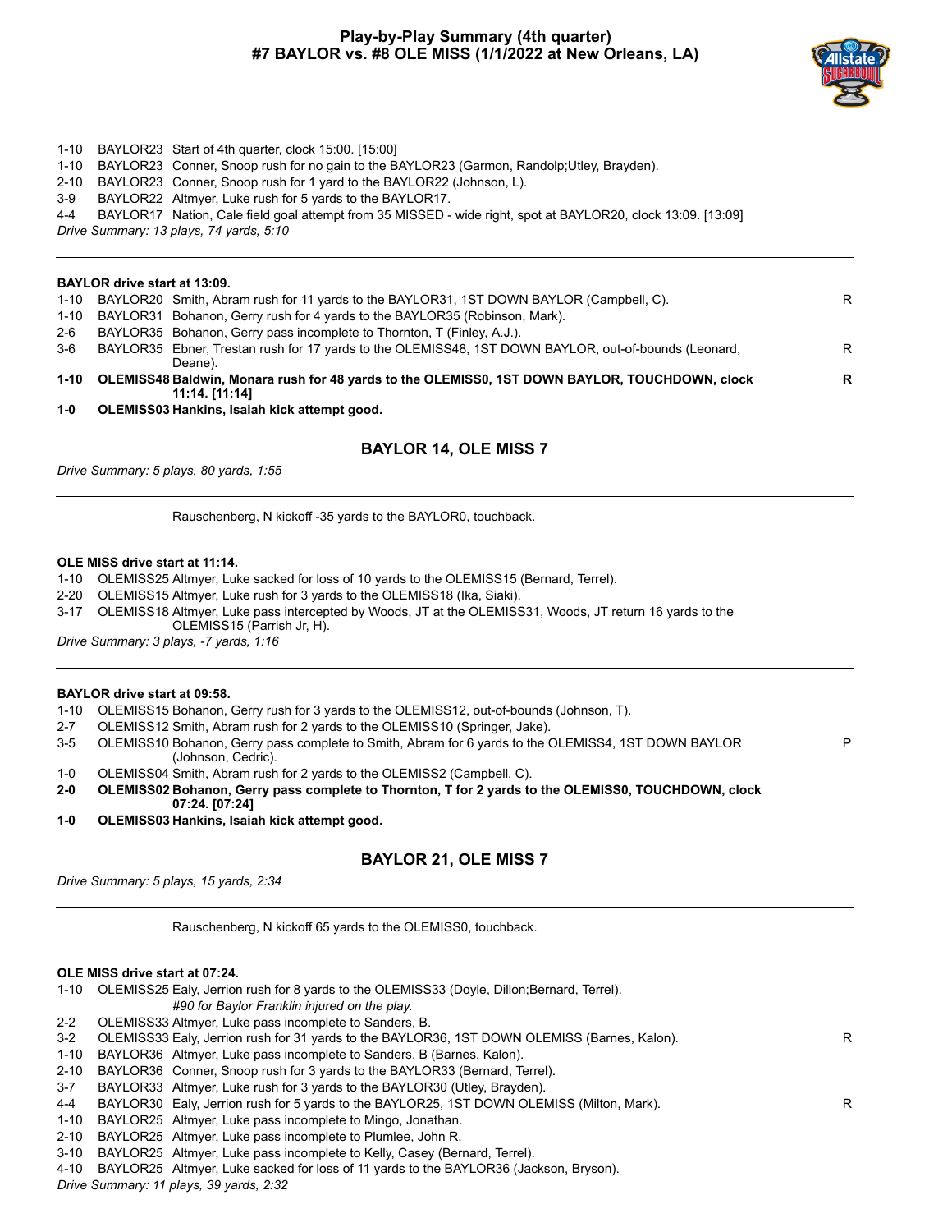# Play-by-Play Summary (4th quarter)
## #7 BAYLOR vs. #8 OLE MISS (1/1/2022 at New Orleans, LA)

1-10 BAYLOR23 Start of 4th quarter, clock 15:00. [15:00]
1-10 BAYLOR23 Conner, Snoop rush for no gain to the BAYLOR23 (Garmon, Randolp;Utley, Brayden).
2-10 BAYLOR23 Conner, Snoop rush for 1 yard to the BAYLOR22 (Johnson, L).
3-9 BAYLOR22 Altmyer, Luke rush for 5 yards to the BAYLOR17.
4-4 BAYLOR17 Nation, Cale field goal attempt from 35 MISSED - wide right, spot at BAYLOR20, clock 13:09. [13:09]
*Drive Summary: 13 plays, 74 yards, 5:10*

---

**BAYLOR drive start at 13:09.**

1-10 BAYLOR20 Smith, Abram rush for 11 yards to the BAYLOR31, 1ST DOWN BAYLOR (Campbell, C). R
1-10 BAYLOR31 Bohanon, Gerry rush for 4 yards to the BAYLOR35 (Robinson, Mark).
2-6 BAYLOR35 Bohanon, Gerry pass incomplete to Thornton, T (Finley, A.J.).
3-6 BAYLOR35 Ebner, Trestan rush for 17 yards to the OLEMISS48, 1ST DOWN BAYLOR, out-of-bounds (Leonard, Deane). R
**1-10 OLEMISS48 Baldwin, Monara rush for 48 yards to the OLEMISS0, 1ST DOWN BAYLOR, TOUCHDOWN, clock 11:14. [11:14] R**
**1-0 OLEMISS03 Hankins, Isaiah kick attempt good.**

### BAYLOR 14, OLE MISS 7

*Drive Summary: 5 plays, 80 yards, 1:55*

---

Rauschenberg, N kickoff -35 yards to the BAYLOR0, touchback.

**OLE MISS drive start at 11:14.**

1-10 OLEMISS25 Altmyer, Luke sacked for loss of 10 yards to the OLEMISS15 (Bernard, Terrel).
2-20 OLEMISS15 Altmyer, Luke rush for 3 yards to the OLEMISS18 (Ika, Siaki).
3-17 OLEMISS18 Altmyer, Luke pass intercepted by Woods, JT at the OLEMISS31, Woods, JT return 16 yards to the OLEMISS15 (Parrish Jr, H).
*Drive Summary: 3 plays, -7 yards, 1:16*

---

**BAYLOR drive start at 09:58.**

1-10 OLEMISS15 Bohanon, Gerry rush for 3 yards to the OLEMISS12, out-of-bounds (Johnson, T).
2-7 OLEMISS12 Smith, Abram rush for 2 yards to the OLEMISS10 (Springer, Jake).
3-5 OLEMISS10 Bohanon, Gerry pass complete to Smith, Abram for 6 yards to the OLEMISS4, 1ST DOWN BAYLOR (Johnson, Cedric). P
1-0 OLEMISS04 Smith, Abram rush for 2 yards to the OLEMISS2 (Campbell, C).
**2-0 OLEMISS02 Bohanon, Gerry pass complete to Thornton, T for 2 yards to the OLEMISS0, TOUCHDOWN, clock 07:24. [07:24]**
**1-0 OLEMISS03 Hankins, Isaiah kick attempt good.**

### BAYLOR 21, OLE MISS 7

*Drive Summary: 5 plays, 15 yards, 2:34*

---

Rauschenberg, N kickoff 65 yards to the OLEMISS0, touchback.

**OLE MISS drive start at 07:24.**

1-10 OLEMISS25 Ealy, Jerrion rush for 8 yards to the OLEMISS33 (Doyle, Dillon;Bernard, Terrel).
*#90 for Baylor Franklin injured on the play.*
2-2 OLEMISS33 Altmyer, Luke pass incomplete to Sanders, B.
3-2 OLEMISS33 Ealy, Jerrion rush for 31 yards to the BAYLOR36, 1ST DOWN OLEMISS (Barnes, Kalon). R
1-10 BAYLOR36 Altmyer, Luke pass incomplete to Sanders, B (Barnes, Kalon).
2-10 BAYLOR36 Conner, Snoop rush for 3 yards to the BAYLOR33 (Bernard, Terrel).
3-7 BAYLOR33 Altmyer, Luke rush for 3 yards to the BAYLOR30 (Utley, Brayden).
4-4 BAYLOR30 Ealy, Jerrion rush for 5 yards to the BAYLOR25, 1ST DOWN OLEMISS (Milton, Mark). R
1-10 BAYLOR25 Altmyer, Luke pass incomplete to Mingo, Jonathan.
2-10 BAYLOR25 Altmyer, Luke pass incomplete to Plumlee, John R.
3-10 BAYLOR25 Altmyer, Luke pass incomplete to Kelly, Casey (Bernard, Terrel).
4-10 BAYLOR25 Altmyer, Luke sacked for loss of 11 yards to the BAYLOR36 (Jackson, Bryson).
*Drive Summary: 11 plays, 39 yards, 2:32*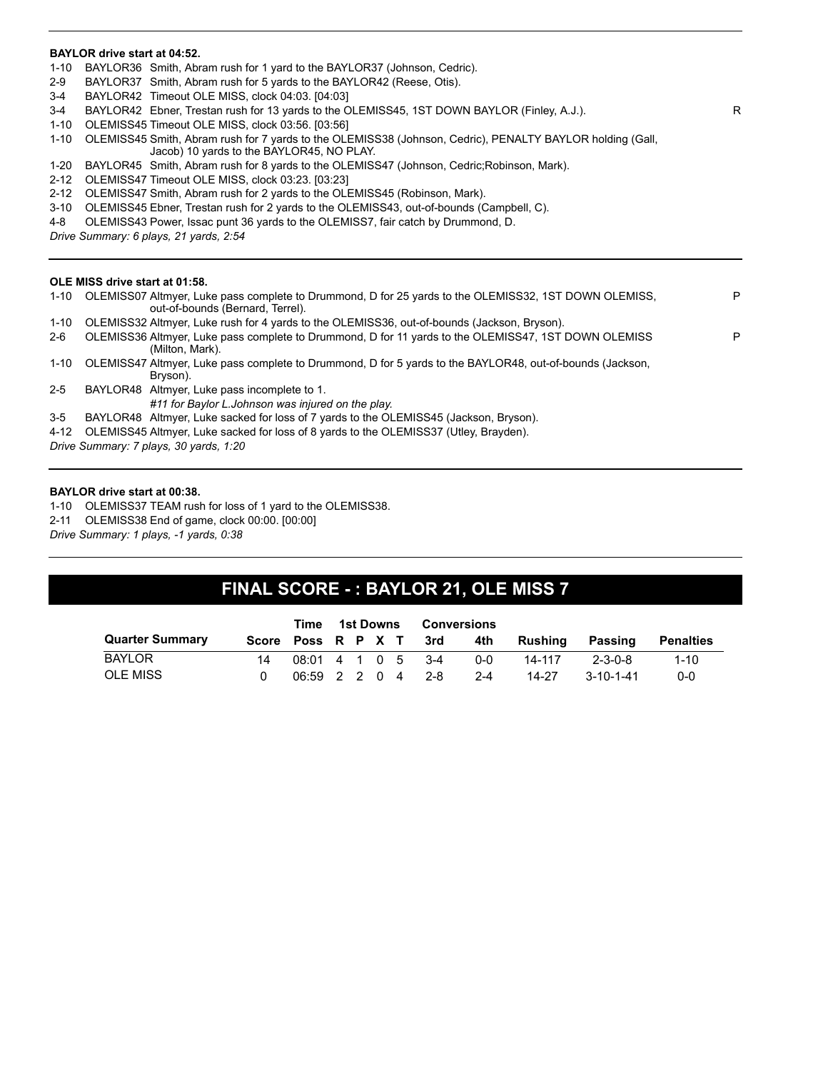**BAYLOR drive start at 04:52.**

| | | | |
|---|---|---|---|
| 1-10 | BAYLOR36 | Smith, Abram rush for 1 yard to the BAYLOR37 (Johnson, Cedric). | |
| 2-9 | BAYLOR37 | Smith, Abram rush for 5 yards to the BAYLOR42 (Reese, Otis). | |
| 3-4 | BAYLOR42 | Timeout OLE MISS, clock 04:03. [04:03] | |
| 3-4 | BAYLOR42 | Ebner, Trestan rush for 13 yards to the OLEMISS45, 1ST DOWN BAYLOR (Finley, A.J.). | R |
| 1-10 | OLEMISS45 | Timeout OLE MISS, clock 03:56. [03:56] | |
| 1-10 | OLEMISS45 | Smith, Abram rush for 7 yards to the OLEMISS38 (Johnson, Cedric), PENALTY BAYLOR holding (Gall, Jacob) 10 yards to the BAYLOR45, NO PLAY. | |
| 1-20 | BAYLOR45 | Smith, Abram rush for 8 yards to the OLEMISS47 (Johnson, Cedric;Robinson, Mark). | |
| 2-12 | OLEMISS47 | Timeout OLE MISS, clock 03:23. [03:23] | |
| 2-12 | OLEMISS47 | Smith, Abram rush for 2 yards to the OLEMISS45 (Robinson, Mark). | |
| 3-10 | OLEMISS45 | Ebner, Trestan rush for 2 yards to the OLEMISS43, out-of-bounds (Campbell, C). | |
| 4-8 | OLEMISS43 | Power, Issac punt 36 yards to the OLEMISS7, fair catch by Drummond, D. | |

*Drive Summary: 6 plays, 21 yards, 2:54*

**OLE MISS drive start at 01:58.**

| | | | |
|---|---|---|---|
| 1-10 | OLEMISS07 | Altmyer, Luke pass complete to Drummond, D for 25 yards to the OLEMISS32, 1ST DOWN OLEMISS, out-of-bounds (Bernard, Terrel). | P |
| 1-10 | OLEMISS32 | Altmyer, Luke rush for 4 yards to the OLEMISS36, out-of-bounds (Jackson, Bryson). | |
| 2-6 | OLEMISS36 | Altmyer, Luke pass complete to Drummond, D for 11 yards to the OLEMISS47, 1ST DOWN OLEMISS (Milton, Mark). | P |
| 1-10 | OLEMISS47 | Altmyer, Luke pass complete to Drummond, D for 5 yards to the BAYLOR48, out-of-bounds (Jackson, Bryson). | |
| 2-5 | BAYLOR48 | Altmyer, Luke pass incomplete to 1. *#11 for Baylor L.Johnson was injured on the play.* | |
| 3-5 | BAYLOR48 | Altmyer, Luke sacked for loss of 7 yards to the OLEMISS45 (Jackson, Bryson). | |
| 4-12 | OLEMISS45 | Altmyer, Luke sacked for loss of 8 yards to the OLEMISS37 (Utley, Brayden). | |

*Drive Summary: 7 plays, 30 yards, 1:20*

**BAYLOR drive start at 00:38.**

| | | |
|---|---|---|
| 1-10 | OLEMISS37 | TEAM rush for loss of 1 yard to the OLEMISS38. |
| 2-11 | OLEMISS38 | End of game, clock 00:00. [00:00] |

*Drive Summary: 1 plays, -1 yards, 0:38*

## FINAL SCORE - : BAYLOR 21, OLE MISS 7

| | | Time | 1st Downs | | | | Conversions | | | | |
|---|---|---|---|---|---|---|---|---|---|---|---|
| **Quarter Summary** | **Score** | **Poss** | **R** | **P** | **X** | **T** | **3rd** | **4th** | **Rushing** | **Passing** | **Penalties** |
| BAYLOR | 14 | 08:01 | 4 | 1 | 0 | 5 | 3-4 | 0-0 | 14-117 | 2-3-0-8 | 1-10 |
| OLE MISS | 0 | 06:59 | 2 | 2 | 0 | 4 | 2-8 | 2-4 | 14-27 | 3-10-1-41 | 0-0 |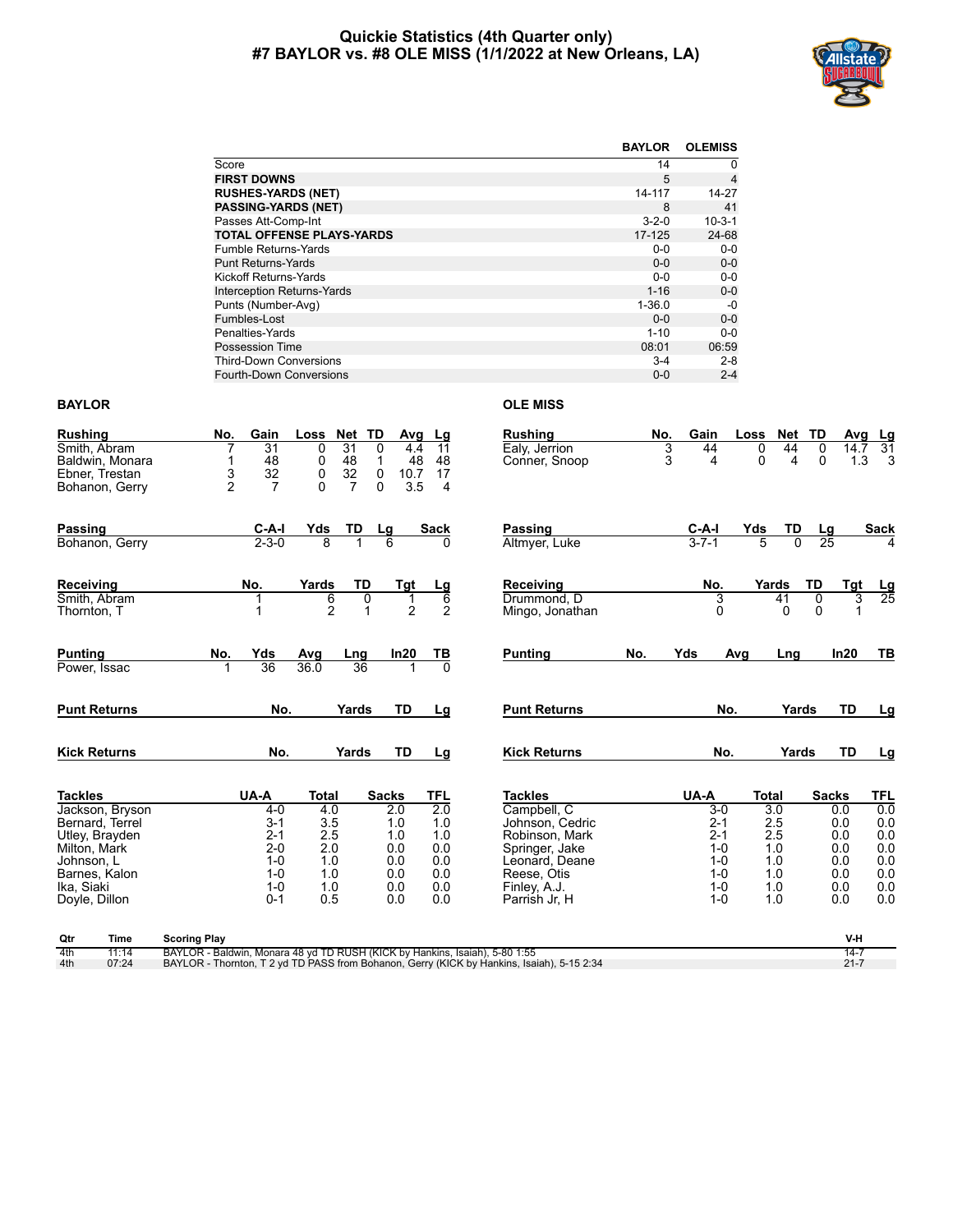# Quickie Statistics (4th Quarter only)
# #7 BAYLOR vs. #8 OLE MISS (1/1/2022 at New Orleans, LA)

| | BAYLOR | OLEMISS |
|---|---|---|
| Score | 14 | 0 |
| **FIRST DOWNS** | 5 | 4 |
| **RUSHES-YARDS (NET)** | 14-117 | 14-27 |
| **PASSING-YARDS (NET)** | 8 | 41 |
| Passes Att-Comp-Int | 3-2-0 | 10-3-1 |
| **TOTAL OFFENSE PLAYS-YARDS** | 17-125 | 24-68 |
| Fumble Returns-Yards | 0-0 | 0-0 |
| Punt Returns-Yards | 0-0 | 0-0 |
| Kickoff Returns-Yards | 0-0 | 0-0 |
| Interception Returns-Yards | 1-16 | 0-0 |
| Punts (Number-Avg) | 1-36.0 | -0 |
| Fumbles-Lost | 0-0 | 0-0 |
| Penalties-Yards | 1-10 | 0-0 |
| Possession Time | 08:01 | 06:59 |
| Third-Down Conversions | 3-4 | 2-8 |
| Fourth-Down Conversions | 0-0 | 2-4 |

## BAYLOR

| Rushing | No. | Gain | Loss | Net | TD | Avg | Lg |
|---|---|---|---|---|---|---|---|
| Smith, Abram | 7 | 31 | 0 | 31 | 0 | 4.4 | 11 |
| Baldwin, Monara | 1 | 48 | 0 | 48 | 1 | 48 | 48 |
| Ebner, Trestan | 3 | 32 | 0 | 32 | 0 | 10.7 | 17 |
| Bohanon, Gerry | 2 | 7 | 0 | 7 | 0 | 3.5 | 4 |

| Passing | C-A-I | Yds | TD | Lg | Sack |
|---|---|---|---|---|---|
| Bohanon, Gerry | 2-3-0 | 8 | 1 | 6 | 0 |

| Receiving | No. | Yards | TD | Tgt | Lg |
|---|---|---|---|---|---|
| Smith, Abram | 1 | 6 | 0 | 1 | 6 |
| Thornton, T | 1 | 2 | 1 | 2 | 2 |

| Punting | No. | Yds | Avg | Lng | In20 | TB |
|---|---|---|---|---|---|---|
| Power, Issac | 1 | 36 | 36.0 | 36 | 1 | 0 |

| Punt Returns | No. | Yards | TD | Lg |
|---|---|---|---|---|

| Kick Returns | No. | Yards | TD | Lg |
|---|---|---|---|---|

| Tackles | UA-A | Total | Sacks | TFL |
|---|---|---|---|---|
| Jackson, Bryson | 4-0 | 4.0 | 2.0 | 2.0 |
| Bernard, Terrel | 3-1 | 3.5 | 1.0 | 1.0 |
| Utley, Brayden | 2-1 | 2.5 | 1.0 | 1.0 |
| Milton, Mark | 2-0 | 2.0 | 0.0 | 0.0 |
| Johnson, L | 1-0 | 1.0 | 0.0 | 0.0 |
| Barnes, Kalon | 1-0 | 1.0 | 0.0 | 0.0 |
| Ika, Siaki | 1-0 | 1.0 | 0.0 | 0.0 |
| Doyle, Dillon | 0-1 | 0.5 | 0.0 | 0.0 |

## OLE MISS

| Rushing | No. | Gain | Loss | Net | TD | Avg | Lg |
|---|---|---|---|---|---|---|---|
| Ealy, Jerrion | 3 | 44 | 0 | 44 | 0 | 14.7 | 31 |
| Conner, Snoop | 3 | 4 | 0 | 4 | 0 | 1.3 | 3 |

| Passing | C-A-I | Yds | TD | Lg | Sack |
|---|---|---|---|---|---|
| Altmyer, Luke | 3-7-1 | 5 | 0 | 25 | 4 |

| Receiving | No. | Yards | TD | Tgt | Lg |
|---|---|---|---|---|---|
| Drummond, D | 3 | 41 | 0 | 3 | 25 |
| Mingo, Jonathan | 0 | 0 | 0 | 1 | |

| Punting | No. | Yds | Avg | Lng | In20 | TB |
|---|---|---|---|---|---|---|

| Punt Returns | No. | Yards | TD | Lg |
|---|---|---|---|---|

| Kick Returns | No. | Yards | TD | Lg |
|---|---|---|---|---|

| Tackles | UA-A | Total | Sacks | TFL |
|---|---|---|---|---|
| Campbell, C | 3-0 | 3.0 | 0.0 | 0.0 |
| Johnson, Cedric | 2-1 | 2.5 | 0.0 | 0.0 |
| Robinson, Mark | 2-1 | 2.5 | 0.0 | 0.0 |
| Springer, Jake | 1-0 | 1.0 | 0.0 | 0.0 |
| Leonard, Deane | 1-0 | 1.0 | 0.0 | 0.0 |
| Reese, Otis | 1-0 | 1.0 | 0.0 | 0.0 |
| Finley, A.J. | 1-0 | 1.0 | 0.0 | 0.0 |
| Parrish Jr, H | 1-0 | 1.0 | 0.0 | 0.0 |

| Qtr | Time | Scoring Play | V-H |
|---|---|---|---|
| 4th | 11:14 | BAYLOR - Baldwin, Monara 48 yd TD RUSH (KICK by Hankins, Isaiah), 5-80 1:55 | 14-7 |
| 4th | 07:24 | BAYLOR - Thornton, T 2 yd TD PASS from Bohanon, Gerry (KICK by Hankins, Isaiah), 5-15 2:34 | 21-7 |